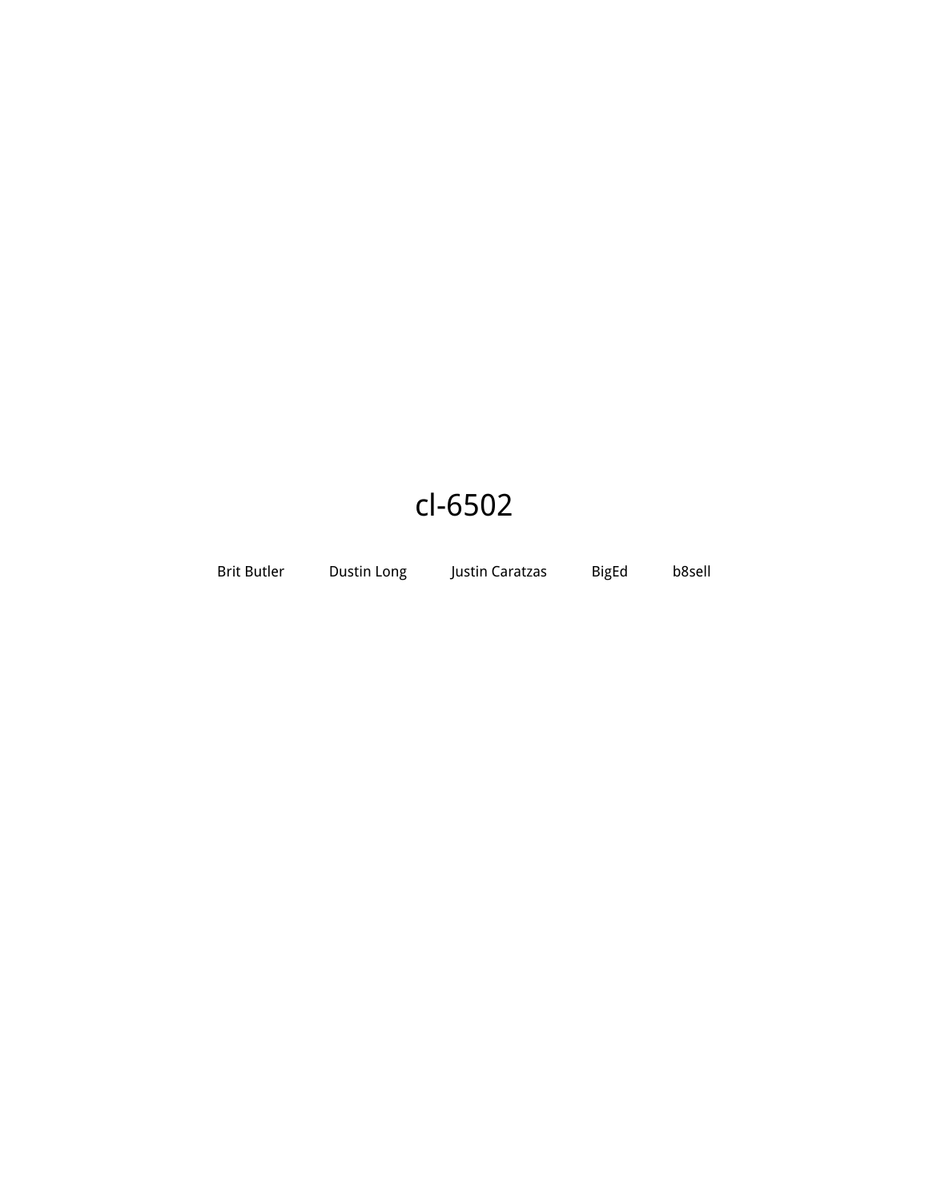# cl-6502

Brit Butler     Dustin Long     Justin Caratzas     BigEd     b8sell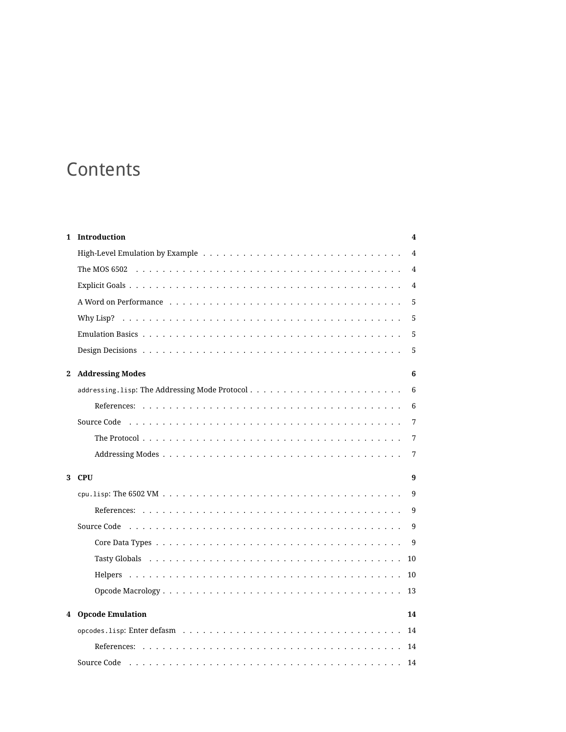# Contents

| | | |
|---|---|---|
| **1** | **Introduction** | **4** |
| | High-Level Emulation by Example | 4 |
| | The MOS 6502 | 4 |
| | Explicit Goals | 4 |
| | A Word on Performance | 5 |
| | Why Lisp? | 5 |
| | Emulation Basics | 5 |
| | Design Decisions | 5 |
| **2** | **Addressing Modes** | **6** |
| | `addressing.lisp`: The Addressing Mode Protocol | 6 |
| | &nbsp;&nbsp;&nbsp;&nbsp;References: | 6 |
| | Source Code | 7 |
| | &nbsp;&nbsp;&nbsp;&nbsp;The Protocol | 7 |
| | &nbsp;&nbsp;&nbsp;&nbsp;Addressing Modes | 7 |
| **3** | **CPU** | **9** |
| | `cpu.lisp`: The 6502 VM | 9 |
| | &nbsp;&nbsp;&nbsp;&nbsp;References: | 9 |
| | Source Code | 9 |
| | &nbsp;&nbsp;&nbsp;&nbsp;Core Data Types | 9 |
| | &nbsp;&nbsp;&nbsp;&nbsp;Tasty Globals | 10 |
| | &nbsp;&nbsp;&nbsp;&nbsp;Helpers | 10 |
| | &nbsp;&nbsp;&nbsp;&nbsp;Opcode Macrology | 13 |
| **4** | **Opcode Emulation** | **14** |
| | `opcodes.lisp`: Enter defasm | 14 |
| | &nbsp;&nbsp;&nbsp;&nbsp;References: | 14 |
| | Source Code | 14 |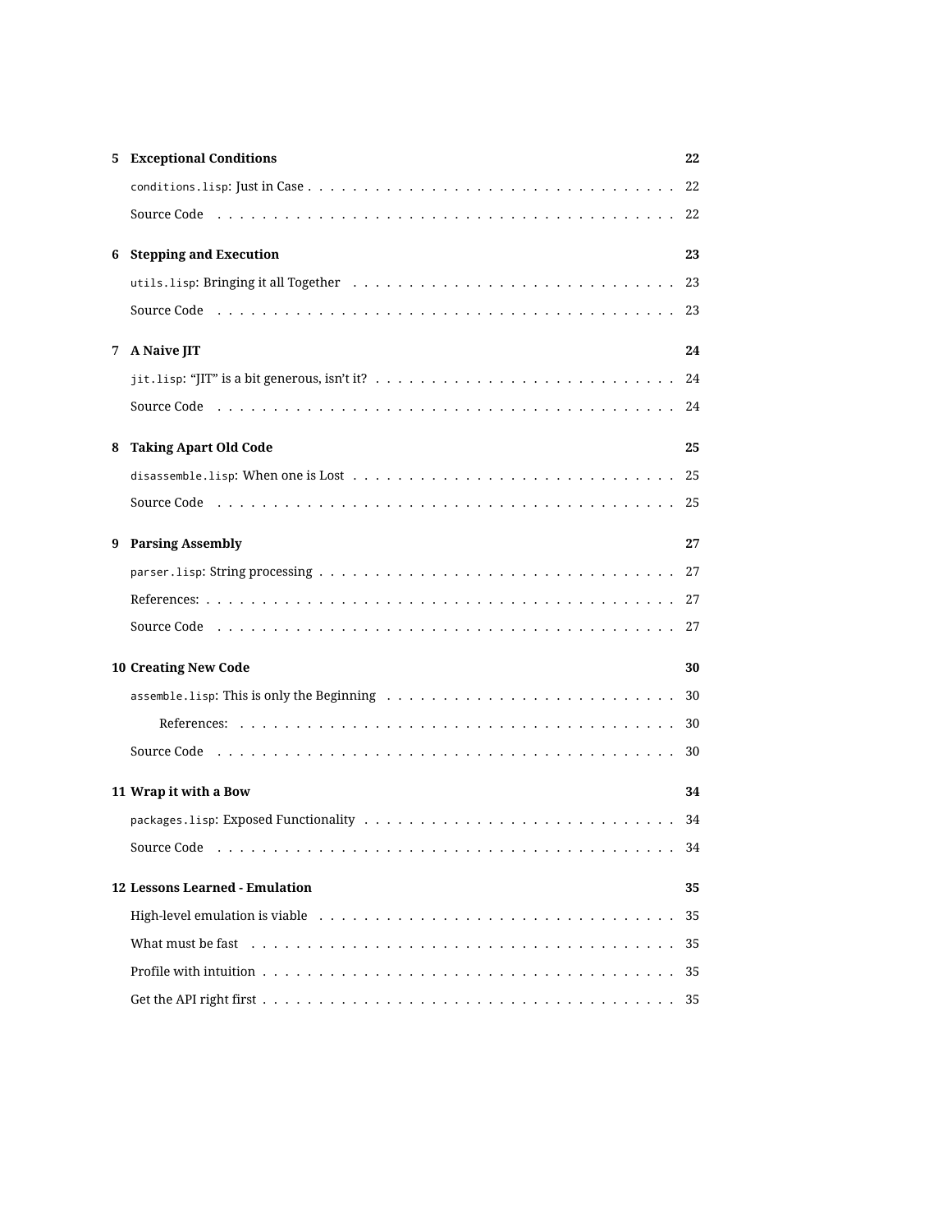**5 Exceptional Conditions** **22**

`conditions.lisp`: Just in Case . . . . . . . . . . . . . . . . . . . . . . . . . . . . . . . . . 22

Source Code . . . . . . . . . . . . . . . . . . . . . . . . . . . . . . . . . . . . . . . . . 22

**6 Stepping and Execution** **23**

`utils.lisp`: Bringing it all Together . . . . . . . . . . . . . . . . . . . . . . . . . . . . 23

Source Code . . . . . . . . . . . . . . . . . . . . . . . . . . . . . . . . . . . . . . . . . 23

**7 A Naive JIT** **24**

`jit.lisp`: "JIT" is a bit generous, isn't it? . . . . . . . . . . . . . . . . . . . . . . . . . 24

Source Code . . . . . . . . . . . . . . . . . . . . . . . . . . . . . . . . . . . . . . . . . 24

**8 Taking Apart Old Code** **25**

`disassemble.lisp`: When one is Lost . . . . . . . . . . . . . . . . . . . . . . . . . . . . 25

Source Code . . . . . . . . . . . . . . . . . . . . . . . . . . . . . . . . . . . . . . . . . 25

**9 Parsing Assembly** **27**

`parser.lisp`: String processing . . . . . . . . . . . . . . . . . . . . . . . . . . . . . . . 27

References: . . . . . . . . . . . . . . . . . . . . . . . . . . . . . . . . . . . . . . . . . 27

Source Code . . . . . . . . . . . . . . . . . . . . . . . . . . . . . . . . . . . . . . . . . 27

**10 Creating New Code** **30**

`assemble.lisp`: This is only the Beginning . . . . . . . . . . . . . . . . . . . . . . . . . 30

  References: . . . . . . . . . . . . . . . . . . . . . . . . . . . . . . . . . . . . . . . 30

Source Code . . . . . . . . . . . . . . . . . . . . . . . . . . . . . . . . . . . . . . . . . 30

**11 Wrap it with a Bow** **34**

`packages.lisp`: Exposed Functionality . . . . . . . . . . . . . . . . . . . . . . . . . . . 34

Source Code . . . . . . . . . . . . . . . . . . . . . . . . . . . . . . . . . . . . . . . . . 34

**12 Lessons Learned - Emulation** **35**

High-level emulation is viable . . . . . . . . . . . . . . . . . . . . . . . . . . . . . . . . 35

What must be fast . . . . . . . . . . . . . . . . . . . . . . . . . . . . . . . . . . . . . . 35

Profile with intuition . . . . . . . . . . . . . . . . . . . . . . . . . . . . . . . . . . . . 35

Get the API right first . . . . . . . . . . . . . . . . . . . . . . . . . . . . . . . . . . . . 35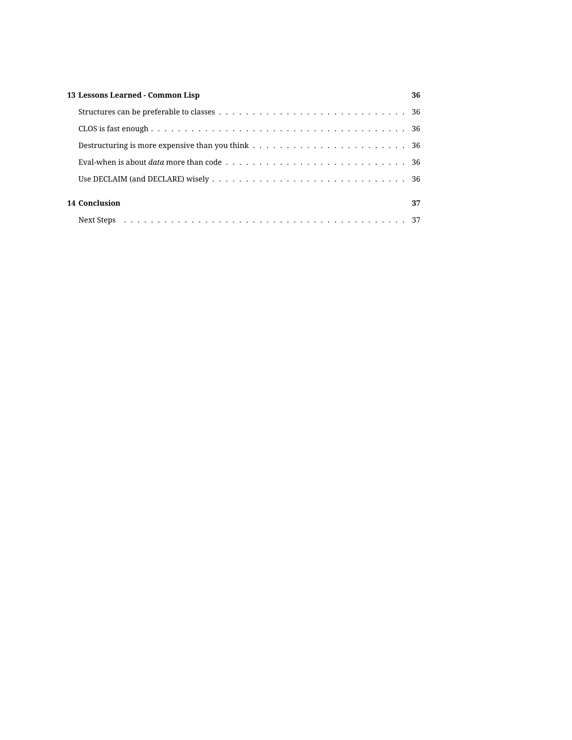**13 Lessons Learned - Common Lisp** — 36

- Structures can be preferable to classes — 36
- CLOS is fast enough — 36
- Destructuring is more expensive than you think — 36
- Eval-when is about *data* more than code — 36
- Use DECLAIM (and DECLARE) wisely — 36

**14 Conclusion** — 37

- Next Steps — 37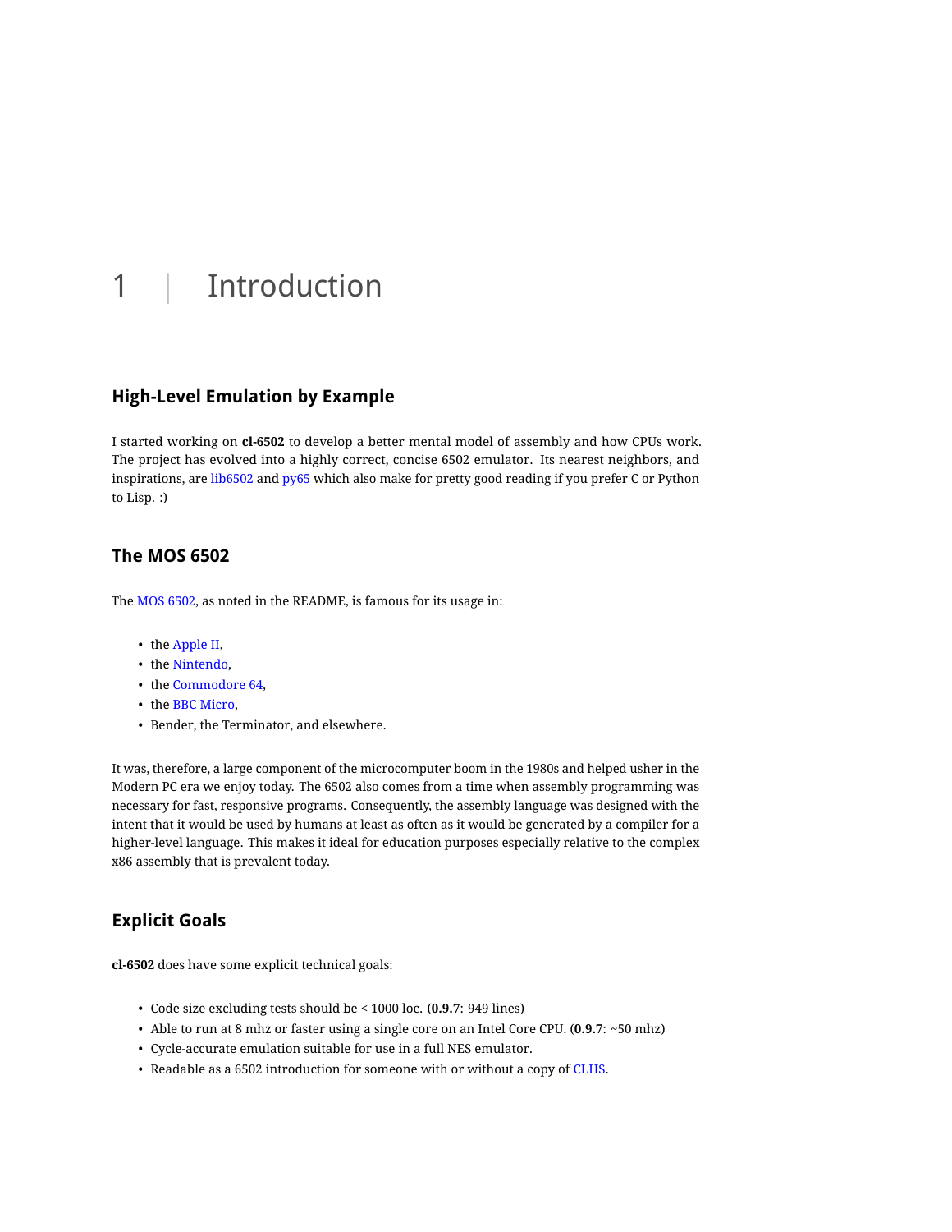# 1 | Introduction

## High-Level Emulation by Example

I started working on **cl-6502** to develop a better mental model of assembly and how CPUs work. The project has evolved into a highly correct, concise 6502 emulator. Its nearest neighbors, and inspirations, are lib6502 and py65 which also make for pretty good reading if you prefer C or Python to Lisp. :)

## The MOS 6502

The MOS 6502, as noted in the README, is famous for its usage in:

- the Apple II,
- the Nintendo,
- the Commodore 64,
- the BBC Micro,
- Bender, the Terminator, and elsewhere.

It was, therefore, a large component of the microcomputer boom in the 1980s and helped usher in the Modern PC era we enjoy today. The 6502 also comes from a time when assembly programming was necessary for fast, responsive programs. Consequently, the assembly language was designed with the intent that it would be used by humans at least as often as it would be generated by a compiler for a higher-level language. This makes it ideal for education purposes especially relative to the complex x86 assembly that is prevalent today.

## Explicit Goals

**cl-6502** does have some explicit technical goals:

- Code size excluding tests should be < 1000 loc. (**0.9.7**: 949 lines)
- Able to run at 8 mhz or faster using a single core on an Intel Core CPU. (**0.9.7**: ~50 mhz)
- Cycle-accurate emulation suitable for use in a full NES emulator.
- Readable as a 6502 introduction for someone with or without a copy of CLHS.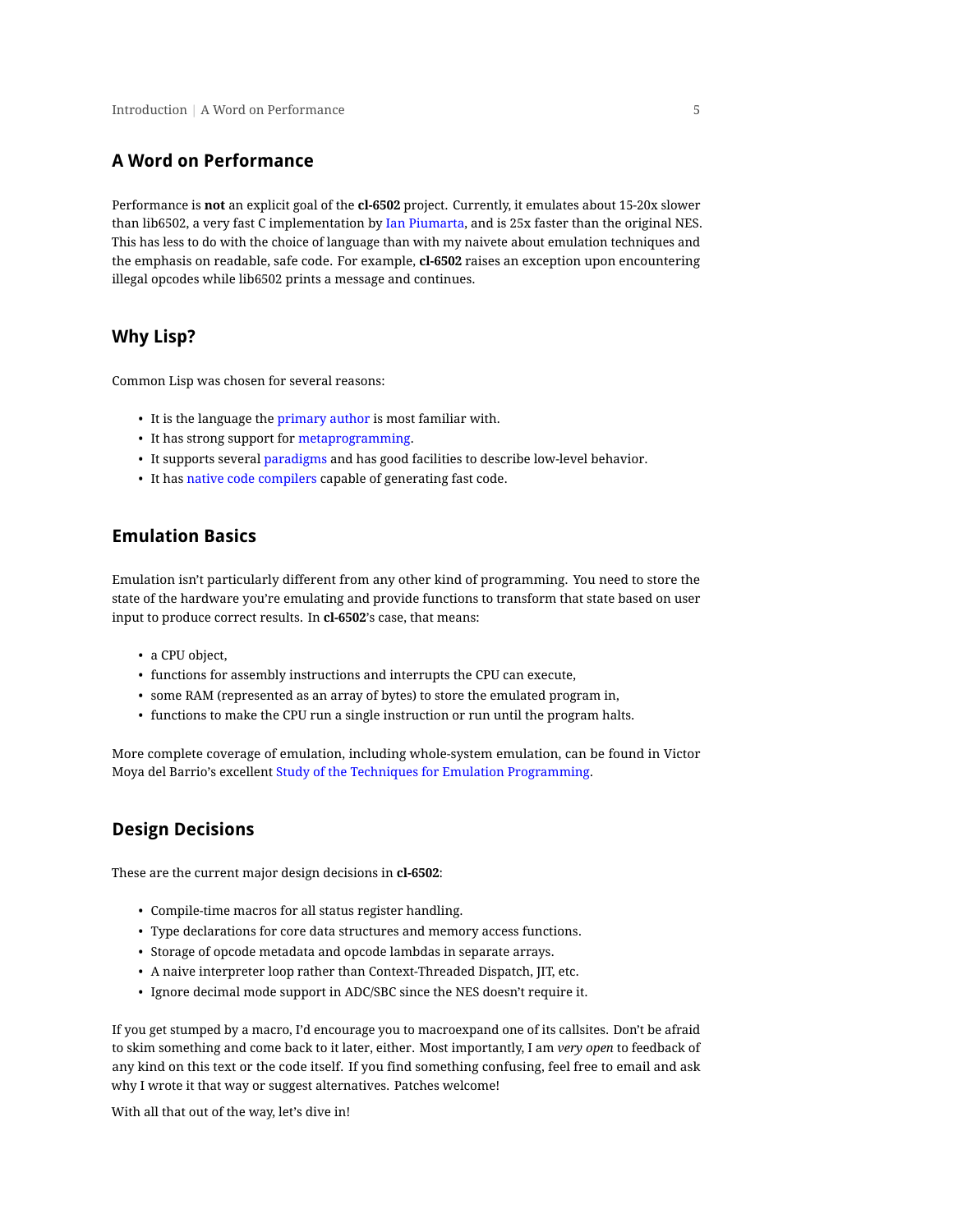## A Word on Performance

Performance is **not** an explicit goal of the **cl-6502** project. Currently, it emulates about 15-20x slower than lib6502, a very fast C implementation by Ian Piumarta, and is 25x faster than the original NES. This has less to do with the choice of language than with my naivete about emulation techniques and the emphasis on readable, safe code. For example, **cl-6502** raises an exception upon encountering illegal opcodes while lib6502 prints a message and continues.

## Why Lisp?

Common Lisp was chosen for several reasons:

- It is the language the primary author is most familiar with.
- It has strong support for metaprogramming.
- It supports several paradigms and has good facilities to describe low-level behavior.
- It has native code compilers capable of generating fast code.

## Emulation Basics

Emulation isn't particularly different from any other kind of programming. You need to store the state of the hardware you're emulating and provide functions to transform that state based on user input to produce correct results. In **cl-6502**'s case, that means:

- a CPU object,
- functions for assembly instructions and interrupts the CPU can execute,
- some RAM (represented as an array of bytes) to store the emulated program in,
- functions to make the CPU run a single instruction or run until the program halts.

More complete coverage of emulation, including whole-system emulation, can be found in Victor Moya del Barrio's excellent Study of the Techniques for Emulation Programming.

## Design Decisions

These are the current major design decisions in **cl-6502**:

- Compile-time macros for all status register handling.
- Type declarations for core data structures and memory access functions.
- Storage of opcode metadata and opcode lambdas in separate arrays.
- A naive interpreter loop rather than Context-Threaded Dispatch, JIT, etc.
- Ignore decimal mode support in ADC/SBC since the NES doesn't require it.

If you get stumped by a macro, I'd encourage you to macroexpand one of its callsites. Don't be afraid to skim something and come back to it later, either. Most importantly, I am *very open* to feedback of any kind on this text or the code itself. If you find something confusing, feel free to email and ask why I wrote it that way or suggest alternatives. Patches welcome!

With all that out of the way, let's dive in!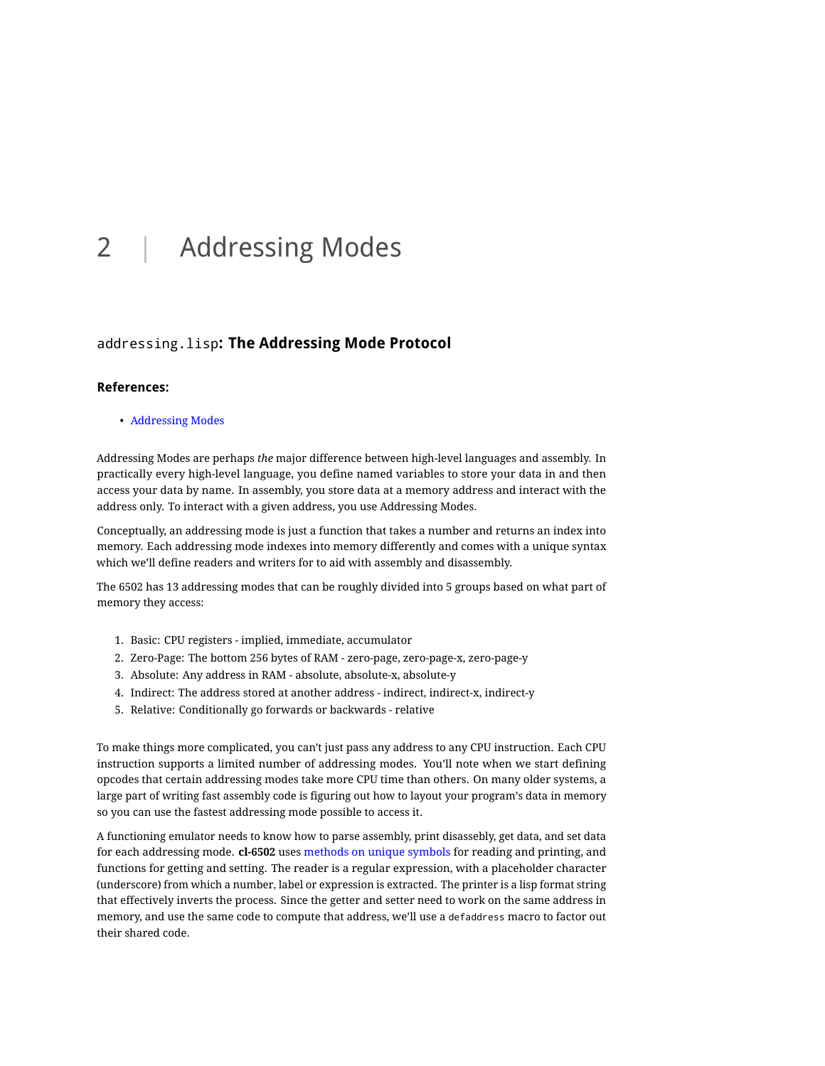# 2 | Addressing Modes

## `addressing.lisp`: The Addressing Mode Protocol

### References:

- Addressing Modes

Addressing Modes are perhaps *the* major difference between high-level languages and assembly. In practically every high-level language, you define named variables to store your data in and then access your data by name. In assembly, you store data at a memory address and interact with the address only. To interact with a given address, you use Addressing Modes.

Conceptually, an addressing mode is just a function that takes a number and returns an index into memory. Each addressing mode indexes into memory differently and comes with a unique syntax which we'll define readers and writers for to aid with assembly and disassembly.

The 6502 has 13 addressing modes that can be roughly divided into 5 groups based on what part of memory they access:

1. Basic: CPU registers - implied, immediate, accumulator
2. Zero-Page: The bottom 256 bytes of RAM - zero-page, zero-page-x, zero-page-y
3. Absolute: Any address in RAM - absolute, absolute-x, absolute-y
4. Indirect: The address stored at another address - indirect, indirect-x, indirect-y
5. Relative: Conditionally go forwards or backwards - relative

To make things more complicated, you can't just pass any address to any CPU instruction. Each CPU instruction supports a limited number of addressing modes. You'll note when we start defining opcodes that certain addressing modes take more CPU time than others. On many older systems, a large part of writing fast assembly code is figuring out how to layout your program's data in memory so you can use the fastest addressing mode possible to access it.

A functioning emulator needs to know how to parse assembly, print disassebly, get data, and set data for each addressing mode. **cl-6502** uses methods on unique symbols for reading and printing, and functions for getting and setting. The reader is a regular expression, with a placeholder character (underscore) from which a number, label or expression is extracted. The printer is a lisp format string that effectively inverts the process. Since the getter and setter need to work on the same address in memory, and use the same code to compute that address, we'll use a `defaddress` macro to factor out their shared code.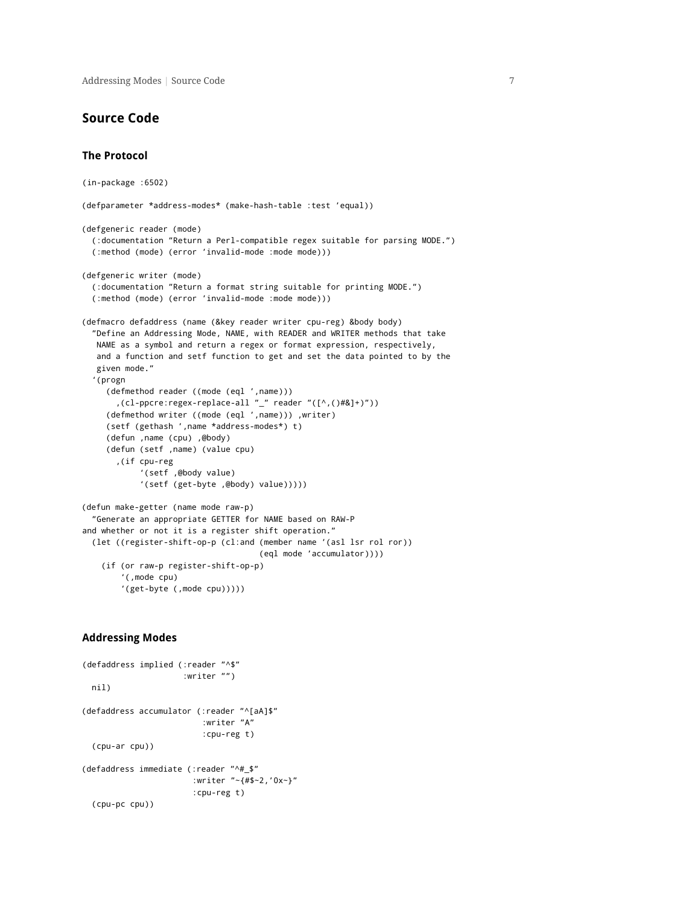## Source Code

### The Protocol

```
(in-package :6502)

(defparameter *address-modes* (make-hash-table :test 'equal))

(defgeneric reader (mode)
  (:documentation "Return a Perl-compatible regex suitable for parsing MODE.")
  (:method (mode) (error 'invalid-mode :mode mode)))

(defgeneric writer (mode)
  (:documentation "Return a format string suitable for printing MODE.")
  (:method (mode) (error 'invalid-mode :mode mode)))

(defmacro defaddress (name (&key reader writer cpu-reg) &body body)
  "Define an Addressing Mode, NAME, with READER and WRITER methods that take
   NAME as a symbol and return a regex or format expression, respectively,
   and a function and setf function to get and set the data pointed to by the
   given mode."
  `(progn
     (defmethod reader ((mode (eql ',name)))
       ,(cl-ppcre:regex-replace-all "_" reader "([^,()#&]+)"))
     (defmethod writer ((mode (eql ',name))) ,writer)
     (setf (gethash ',name *address-modes*) t)
     (defun ,name (cpu) ,@body)
     (defun (setf ,name) (value cpu)
       ,(if cpu-reg
            `(setf ,@body value)
            `(setf (get-byte ,@body) value)))))

(defun make-getter (name mode raw-p)
  "Generate an appropriate GETTER for NAME based on RAW-P
and whether or not it is a register shift operation."
  (let ((register-shift-op-p (cl:and (member name '(asl lsr rol ror))
                                     (eql mode 'accumulator))))
    (if (or raw-p register-shift-op-p)
        `(,mode cpu)
        `(get-byte (,mode cpu)))))
```

### Addressing Modes

```
(defaddress implied (:reader "^$"
                     :writer "")
  nil)

(defaddress accumulator (:reader "^[aA]$"
                         :writer "A"
                         :cpu-reg t)
  (cpu-ar cpu))

(defaddress immediate (:reader "^#_$"
                       :writer "~{#$~2,'0x~}"
                       :cpu-reg t)
  (cpu-pc cpu))
```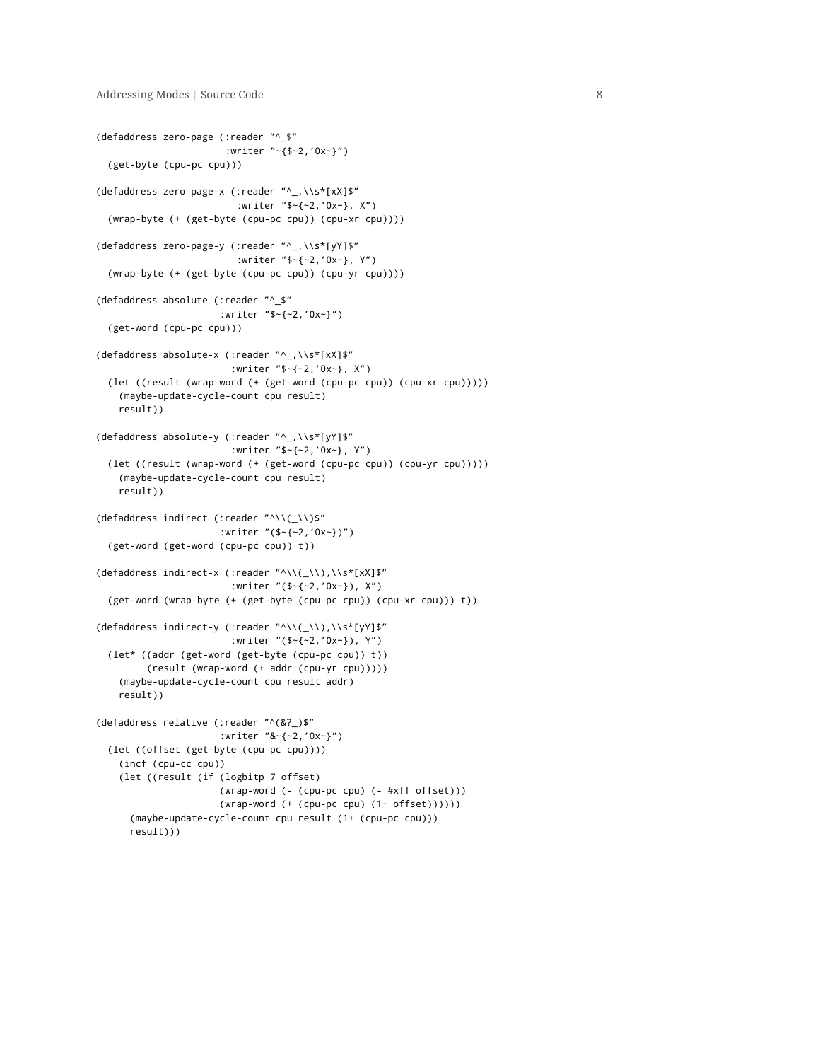```
(defaddress zero-page (:reader "^_$"
                       :writer "~{$~2,'0x~}")
  (get-byte (cpu-pc cpu)))

(defaddress zero-page-x (:reader "^_,\\s*[xX]$"
                         :writer "$~{~2,'0x~}, X")
  (wrap-byte (+ (get-byte (cpu-pc cpu)) (cpu-xr cpu))))

(defaddress zero-page-y (:reader "^_,\\s*[yY]$"
                         :writer "$~{~2,'0x~}, Y")
  (wrap-byte (+ (get-byte (cpu-pc cpu)) (cpu-yr cpu))))

(defaddress absolute (:reader "^_$"
                      :writer "$~{~2,'0x~}")
  (get-word (cpu-pc cpu)))

(defaddress absolute-x (:reader "^_,\\s*[xX]$"
                        :writer "$~{~2,'0x~}, X")
  (let ((result (wrap-word (+ (get-word (cpu-pc cpu)) (cpu-xr cpu)))))
    (maybe-update-cycle-count cpu result)
    result))

(defaddress absolute-y (:reader "^_,\\s*[yY]$"
                        :writer "$~{~2,'0x~}, Y")
  (let ((result (wrap-word (+ (get-word (cpu-pc cpu)) (cpu-yr cpu)))))
    (maybe-update-cycle-count cpu result)
    result))

(defaddress indirect (:reader "^\\(_\\)$"
                      :writer "($~{~2,'0x~})")
  (get-word (get-word (cpu-pc cpu)) t))

(defaddress indirect-x (:reader "^\\(_\\),\\s*[xX]$"
                        :writer "($~{~2,'0x~}), X")
  (get-word (wrap-byte (+ (get-byte (cpu-pc cpu)) (cpu-xr cpu))) t))

(defaddress indirect-y (:reader "^\\(_\\),\\s*[yY]$"
                        :writer "($~{~2,'0x~}), Y")
  (let* ((addr (get-word (get-byte (cpu-pc cpu)) t))
         (result (wrap-word (+ addr (cpu-yr cpu)))))
    (maybe-update-cycle-count cpu result addr)
    result))

(defaddress relative (:reader "^(&?_)$"
                      :writer "&~{~2,'0x~}")
  (let ((offset (get-byte (cpu-pc cpu))))
    (incf (cpu-cc cpu))
    (let ((result (if (logbitp 7 offset)
                      (wrap-word (- (cpu-pc cpu) (- #xff offset)))
                      (wrap-word (+ (cpu-pc cpu) (1+ offset))))))
      (maybe-update-cycle-count cpu result (1+ (cpu-pc cpu)))
      result)))
```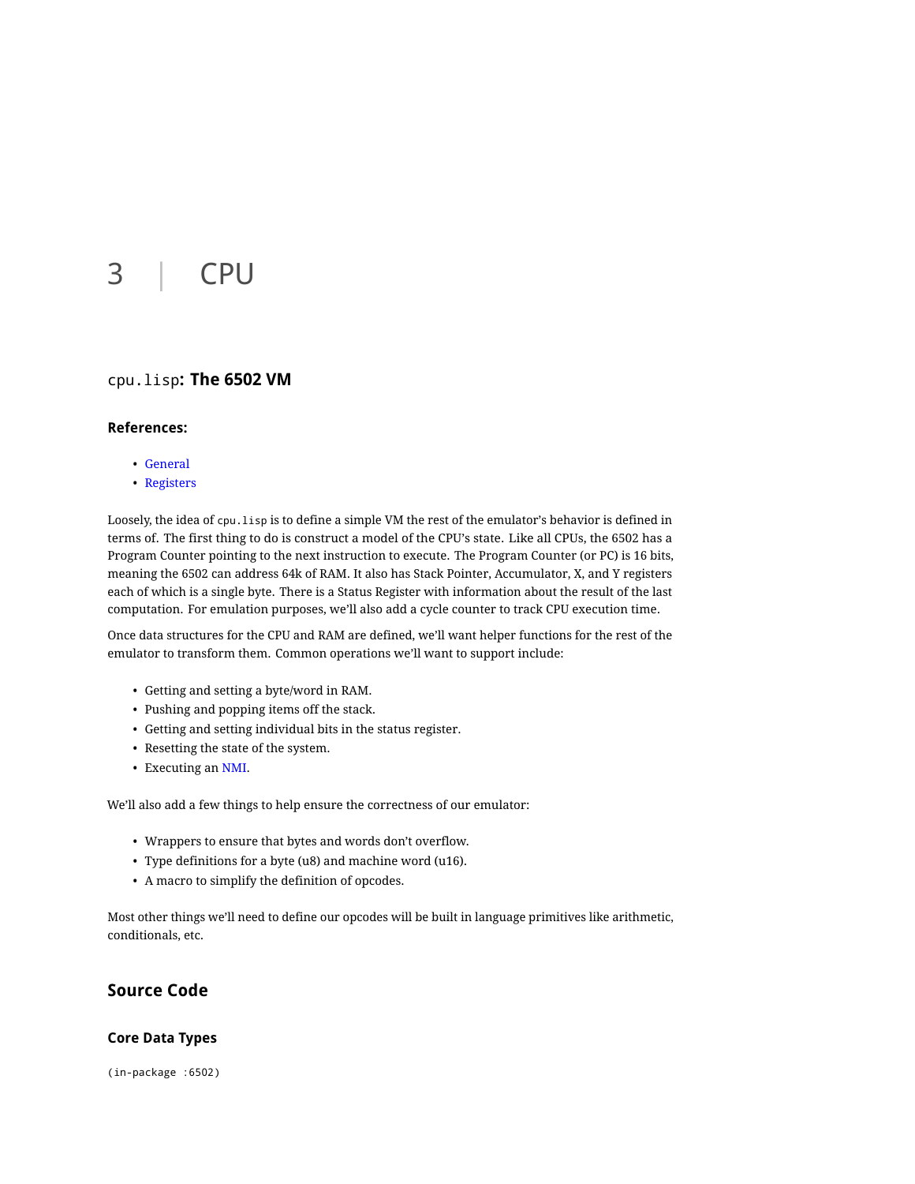# 3 | CPU

## `cpu.lisp`: The 6502 VM

### References:

- General
- Registers

Loosely, the idea of `cpu.lisp` is to define a simple VM the rest of the emulator's behavior is defined in terms of. The first thing to do is construct a model of the CPU's state. Like all CPUs, the 6502 has a Program Counter pointing to the next instruction to execute. The Program Counter (or PC) is 16 bits, meaning the 6502 can address 64k of RAM. It also has Stack Pointer, Accumulator, X, and Y registers each of which is a single byte. There is a Status Register with information about the result of the last computation. For emulation purposes, we'll also add a cycle counter to track CPU execution time.

Once data structures for the CPU and RAM are defined, we'll want helper functions for the rest of the emulator to transform them. Common operations we'll want to support include:

- Getting and setting a byte/word in RAM.
- Pushing and popping items off the stack.
- Getting and setting individual bits in the status register.
- Resetting the state of the system.
- Executing an NMI.

We'll also add a few things to help ensure the correctness of our emulator:

- Wrappers to ensure that bytes and words don't overflow.
- Type definitions for a byte (u8) and machine word (u16).
- A macro to simplify the definition of opcodes.

Most other things we'll need to define our opcodes will be built in language primitives like arithmetic, conditionals, etc.

## Source Code

### Core Data Types

```
(in-package :6502)
```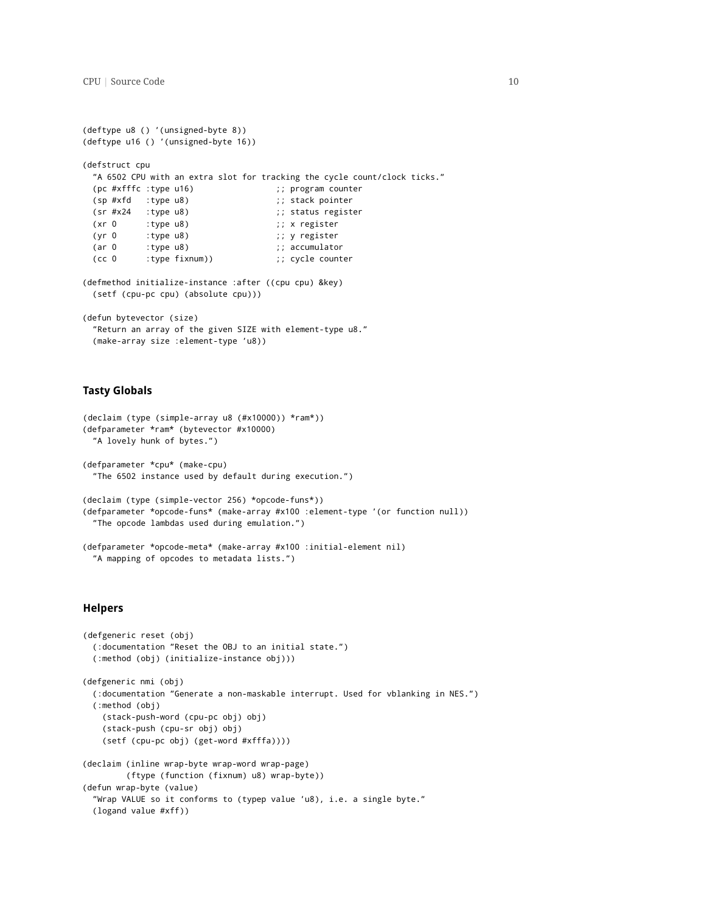```
(deftype u8 () '(unsigned-byte 8))
(deftype u16 () '(unsigned-byte 16))

(defstruct cpu
  "A 6502 CPU with an extra slot for tracking the cycle count/clock ticks."
  (pc #xfffc :type u16)                ;; program counter
  (sp #xfd   :type u8)                 ;; stack pointer
  (sr #x24   :type u8)                 ;; status register
  (xr 0      :type u8)                 ;; x register
  (yr 0      :type u8)                 ;; y register
  (ar 0      :type u8)                 ;; accumulator
  (cc 0      :type fixnum))            ;; cycle counter

(defmethod initialize-instance :after ((cpu cpu) &key)
  (setf (cpu-pc cpu) (absolute cpu)))

(defun bytevector (size)
  "Return an array of the given SIZE with element-type u8."
  (make-array size :element-type 'u8))
```

### Tasty Globals

```
(declaim (type (simple-array u8 (#x10000)) *ram*))
(defparameter *ram* (bytevector #x10000)
  "A lovely hunk of bytes.")

(defparameter *cpu* (make-cpu)
  "The 6502 instance used by default during execution.")

(declaim (type (simple-vector 256) *opcode-funs*))
(defparameter *opcode-funs* (make-array #x100 :element-type '(or function null))
  "The opcode lambdas used during emulation.")

(defparameter *opcode-meta* (make-array #x100 :initial-element nil)
  "A mapping of opcodes to metadata lists.")
```

### Helpers

```
(defgeneric reset (obj)
  (:documentation "Reset the OBJ to an initial state.")
  (:method (obj) (initialize-instance obj)))

(defgeneric nmi (obj)
  (:documentation "Generate a non-maskable interrupt. Used for vblanking in NES.")
  (:method (obj)
    (stack-push-word (cpu-pc obj) obj)
    (stack-push (cpu-sr obj) obj)
    (setf (cpu-pc obj) (get-word #xfffa))))

(declaim (inline wrap-byte wrap-word wrap-page)
         (ftype (function (fixnum) u8) wrap-byte))
(defun wrap-byte (value)
  "Wrap VALUE so it conforms to (typep value 'u8), i.e. a single byte."
  (logand value #xff))
```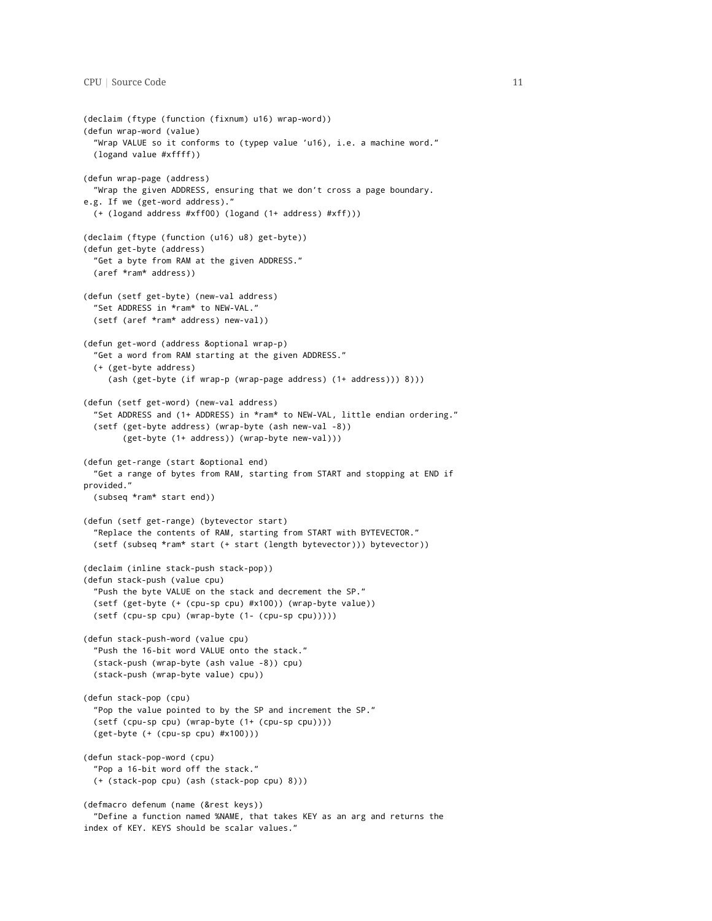```
(declaim (ftype (function (fixnum) u16) wrap-word))
(defun wrap-word (value)
  "Wrap VALUE so it conforms to (typep value 'u16), i.e. a machine word."
  (logand value #xffff))

(defun wrap-page (address)
  "Wrap the given ADDRESS, ensuring that we don't cross a page boundary.
e.g. If we (get-word address)."
  (+ (logand address #xff00) (logand (1+ address) #xff)))

(declaim (ftype (function (u16) u8) get-byte))
(defun get-byte (address)
  "Get a byte from RAM at the given ADDRESS."
  (aref *ram* address))

(defun (setf get-byte) (new-val address)
  "Set ADDRESS in *ram* to NEW-VAL."
  (setf (aref *ram* address) new-val))

(defun get-word (address &optional wrap-p)
  "Get a word from RAM starting at the given ADDRESS."
  (+ (get-byte address)
     (ash (get-byte (if wrap-p (wrap-page address) (1+ address))) 8)))

(defun (setf get-word) (new-val address)
  "Set ADDRESS and (1+ ADDRESS) in *ram* to NEW-VAL, little endian ordering."
  (setf (get-byte address) (wrap-byte (ash new-val -8))
        (get-byte (1+ address)) (wrap-byte new-val)))

(defun get-range (start &optional end)
  "Get a range of bytes from RAM, starting from START and stopping at END if
provided."
  (subseq *ram* start end))

(defun (setf get-range) (bytevector start)
  "Replace the contents of RAM, starting from START with BYTEVECTOR."
  (setf (subseq *ram* start (+ start (length bytevector))) bytevector))

(declaim (inline stack-push stack-pop))
(defun stack-push (value cpu)
  "Push the byte VALUE on the stack and decrement the SP."
  (setf (get-byte (+ (cpu-sp cpu) #x100)) (wrap-byte value))
  (setf (cpu-sp cpu) (wrap-byte (1- (cpu-sp cpu)))))

(defun stack-push-word (value cpu)
  "Push the 16-bit word VALUE onto the stack."
  (stack-push (wrap-byte (ash value -8)) cpu)
  (stack-push (wrap-byte value) cpu))

(defun stack-pop (cpu)
  "Pop the value pointed to by the SP and increment the SP."
  (setf (cpu-sp cpu) (wrap-byte (1+ (cpu-sp cpu))))
  (get-byte (+ (cpu-sp cpu) #x100)))

(defun stack-pop-word (cpu)
  "Pop a 16-bit word off the stack."
  (+ (stack-pop cpu) (ash (stack-pop cpu) 8)))

(defmacro defenum (name (&rest keys))
  "Define a function named %NAME, that takes KEY as an arg and returns the
index of KEY. KEYS should be scalar values."
```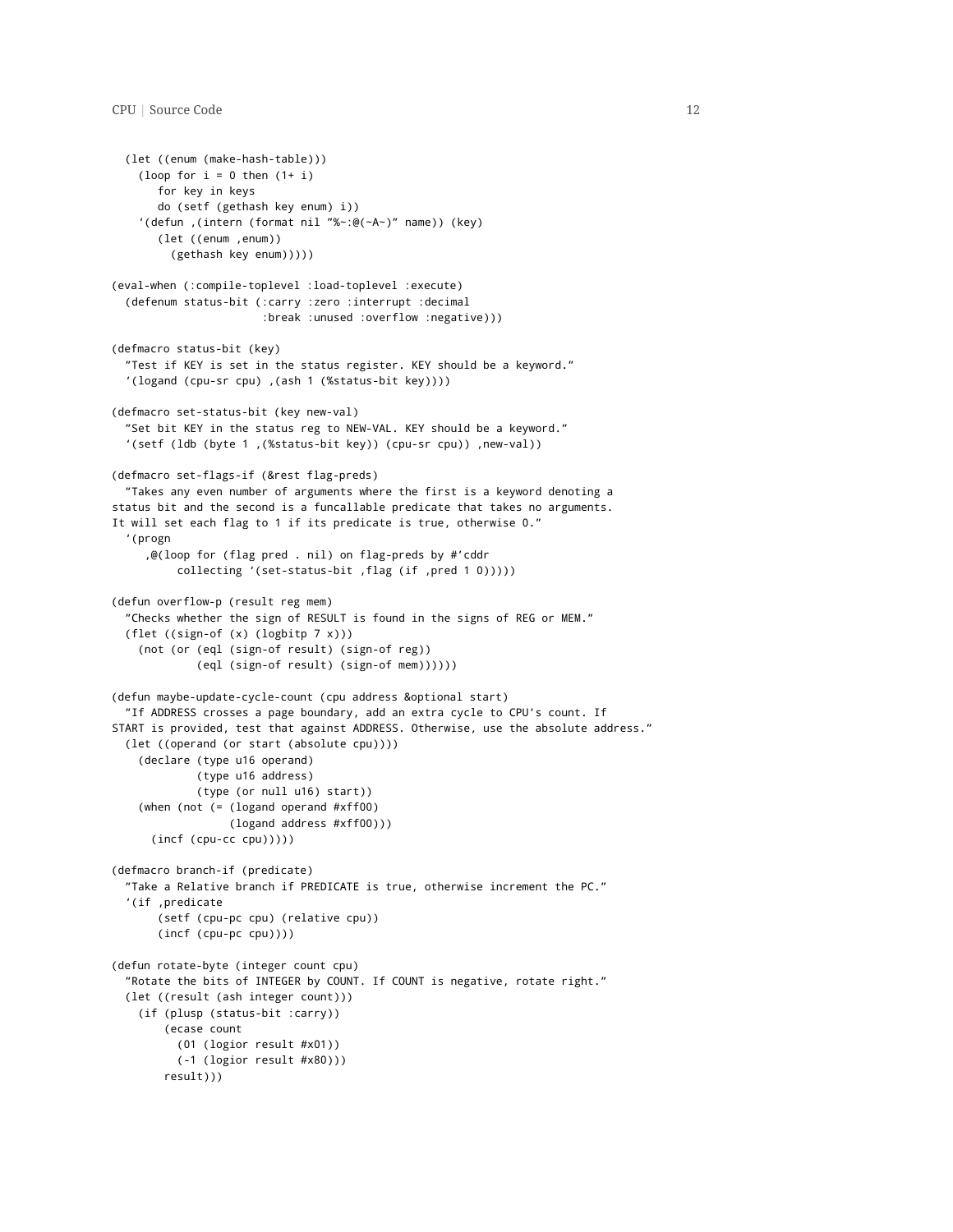```
  (let ((enum (make-hash-table)))
    (loop for i = 0 then (1+ i)
       for key in keys
       do (setf (gethash key enum) i))
    `(defun ,(intern (format nil "%~:@(~A~)" name)) (key)
       (let ((enum ,enum))
         (gethash key enum)))))

(eval-when (:compile-toplevel :load-toplevel :execute)
  (defenum status-bit (:carry :zero :interrupt :decimal
                       :break :unused :overflow :negative)))

(defmacro status-bit (key)
  "Test if KEY is set in the status register. KEY should be a keyword."
  `(logand (cpu-sr cpu) ,(ash 1 (%status-bit key))))

(defmacro set-status-bit (key new-val)
  "Set bit KEY in the status reg to NEW-VAL. KEY should be a keyword."
  `(setf (ldb (byte 1 ,(%status-bit key)) (cpu-sr cpu)) ,new-val))

(defmacro set-flags-if (&rest flag-preds)
  "Takes any even number of arguments where the first is a keyword denoting a
status bit and the second is a funcallable predicate that takes no arguments.
It will set each flag to 1 if its predicate is true, otherwise 0."
  `(progn
     ,@(loop for (flag pred . nil) on flag-preds by #'cddr
          collecting `(set-status-bit ,flag (if ,pred 1 0)))))

(defun overflow-p (result reg mem)
  "Checks whether the sign of RESULT is found in the signs of REG or MEM."
  (flet ((sign-of (x) (logbitp 7 x)))
    (not (or (eql (sign-of result) (sign-of reg))
             (eql (sign-of result) (sign-of mem))))))

(defun maybe-update-cycle-count (cpu address &optional start)
  "If ADDRESS crosses a page boundary, add an extra cycle to CPU's count. If
START is provided, test that against ADDRESS. Otherwise, use the absolute address."
  (let ((operand (or start (absolute cpu))))
    (declare (type u16 operand)
             (type u16 address)
             (type (or null u16) start))
    (when (not (= (logand operand #xff00)
                  (logand address #xff00)))
      (incf (cpu-cc cpu)))))

(defmacro branch-if (predicate)
  "Take a Relative branch if PREDICATE is true, otherwise increment the PC."
  `(if ,predicate
       (setf (cpu-pc cpu) (relative cpu))
       (incf (cpu-pc cpu))))

(defun rotate-byte (integer count cpu)
  "Rotate the bits of INTEGER by COUNT. If COUNT is negative, rotate right."
  (let ((result (ash integer count)))
    (if (plusp (status-bit :carry))
        (ecase count
          (01 (logior result #x01))
          (-1 (logior result #x80)))
        result)))
```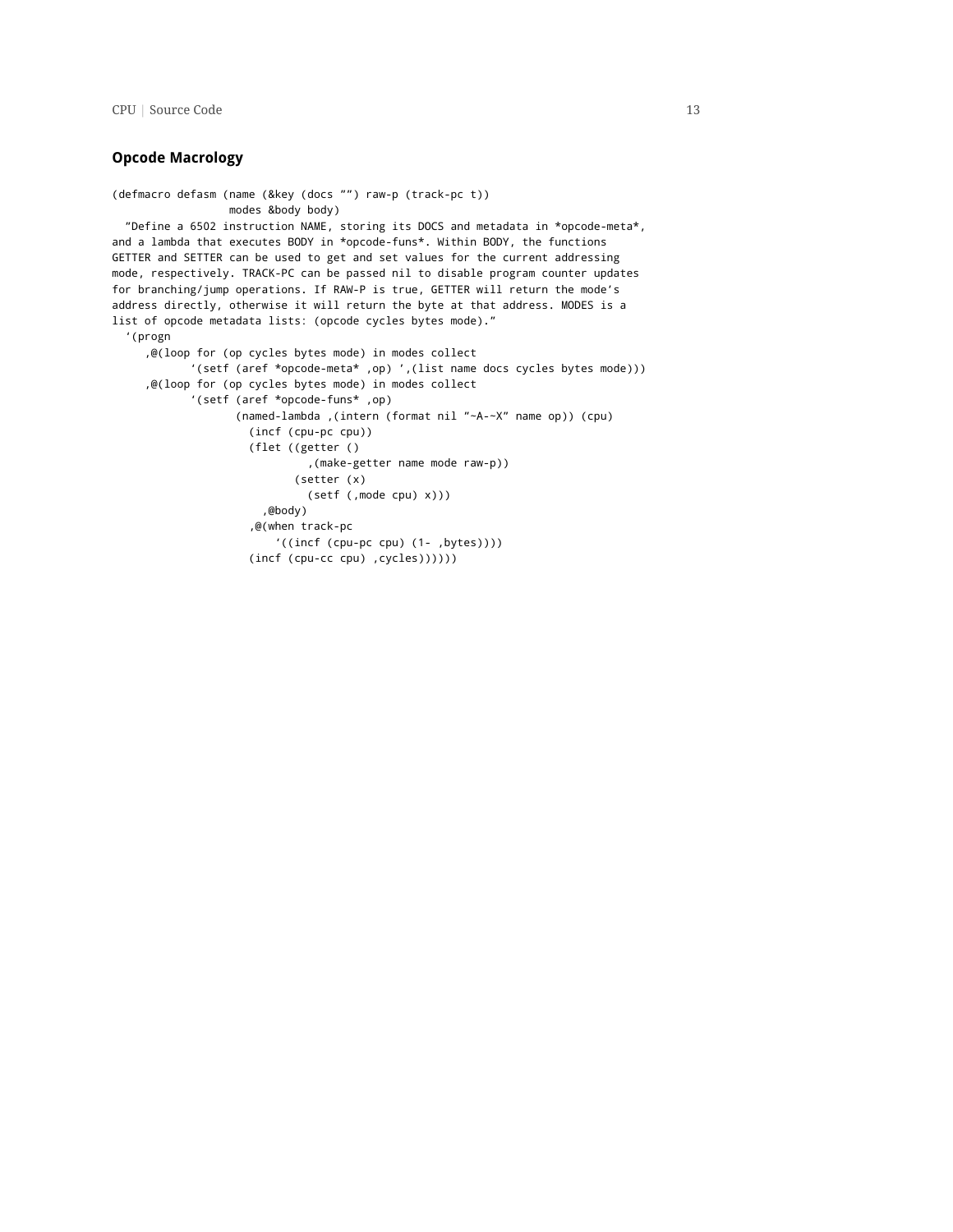### Opcode Macrology

```
(defmacro defasm (name (&key (docs "") raw-p (track-pc t))
                  modes &body body)
  "Define a 6502 instruction NAME, storing its DOCS and metadata in *opcode-meta*,
and a lambda that executes BODY in *opcode-funs*. Within BODY, the functions
GETTER and SETTER can be used to get and set values for the current addressing
mode, respectively. TRACK-PC can be passed nil to disable program counter updates
for branching/jump operations. If RAW-P is true, GETTER will return the mode's
address directly, otherwise it will return the byte at that address. MODES is a
list of opcode metadata lists: (opcode cycles bytes mode)."
  `(progn
     ,@(loop for (op cycles bytes mode) in modes collect
            `(setf (aref *opcode-meta* ,op) ',(list name docs cycles bytes mode)))
     ,@(loop for (op cycles bytes mode) in modes collect
            `(setf (aref *opcode-funs* ,op)
                   (named-lambda ,(intern (format nil "~A-~X" name op)) (cpu)
                     (incf (cpu-pc cpu))
                     (flet ((getter ()
                              ,(make-getter name mode raw-p))
                            (setter (x)
                              (setf (,mode cpu) x)))
                       ,@body)
                     ,@(when track-pc
                         `((incf (cpu-pc cpu) (1- ,bytes))))
                     (incf (cpu-cc cpu) ,cycles))))))
```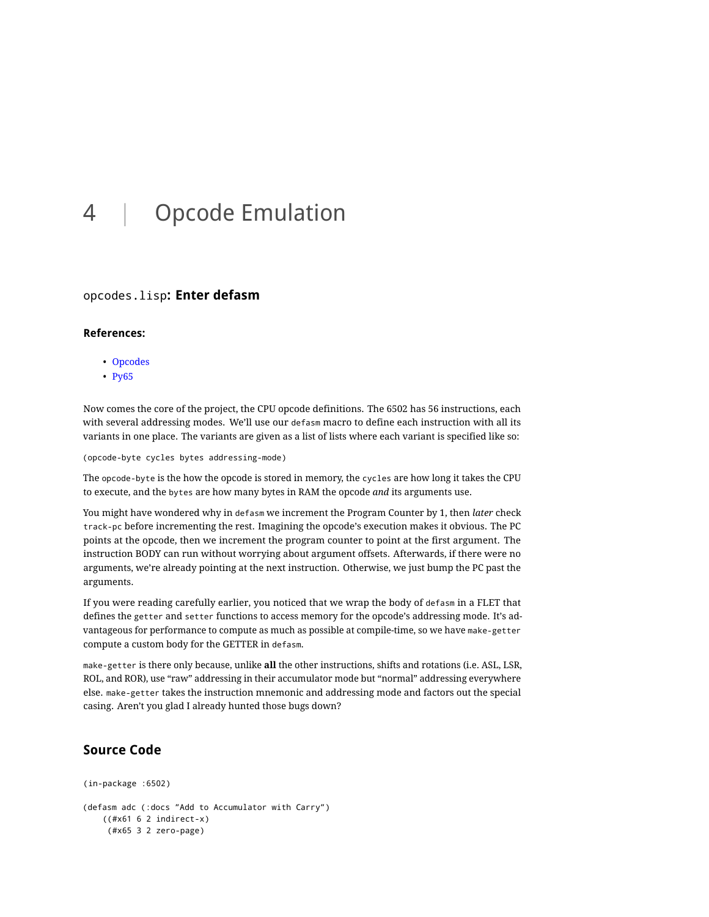# 4 | Opcode Emulation

## `opcodes.lisp`: Enter defasm

### References:

- Opcodes
- Py65

Now comes the core of the project, the CPU opcode definitions. The 6502 has 56 instructions, each with several addressing modes. We'll use our `defasm` macro to define each instruction with all its variants in one place. The variants are given as a list of lists where each variant is specified like so:

```
(opcode-byte cycles bytes addressing-mode)
```

The `opcode-byte` is the how the opcode is stored in memory, the `cycles` are how long it takes the CPU to execute, and the `bytes` are how many bytes in RAM the opcode *and* its arguments use.

You might have wondered why in `defasm` we increment the Program Counter by 1, then *later* check `track-pc` before incrementing the rest. Imagining the opcode's execution makes it obvious. The PC points at the opcode, then we increment the program counter to point at the first argument. The instruction BODY can run without worrying about argument offsets. Afterwards, if there were no arguments, we're already pointing at the next instruction. Otherwise, we just bump the PC past the arguments.

If you were reading carefully earlier, you noticed that we wrap the body of `defasm` in a FLET that defines the `getter` and `setter` functions to access memory for the opcode's addressing mode. It's advantageous for performance to compute as much as possible at compile-time, so we have `make-getter` compute a custom body for the GETTER in `defasm`.

`make-getter` is there only because, unlike **all** the other instructions, shifts and rotations (i.e. ASL, LSR, ROL, and ROR), use "raw" addressing in their accumulator mode but "normal" addressing everywhere else. `make-getter` takes the instruction mnemonic and addressing mode and factors out the special casing. Aren't you glad I already hunted those bugs down?

## Source Code

```
(in-package :6502)

(defasm adc (:docs "Add to Accumulator with Carry")
    ((#x61 6 2 indirect-x)
     (#x65 3 2 zero-page)
```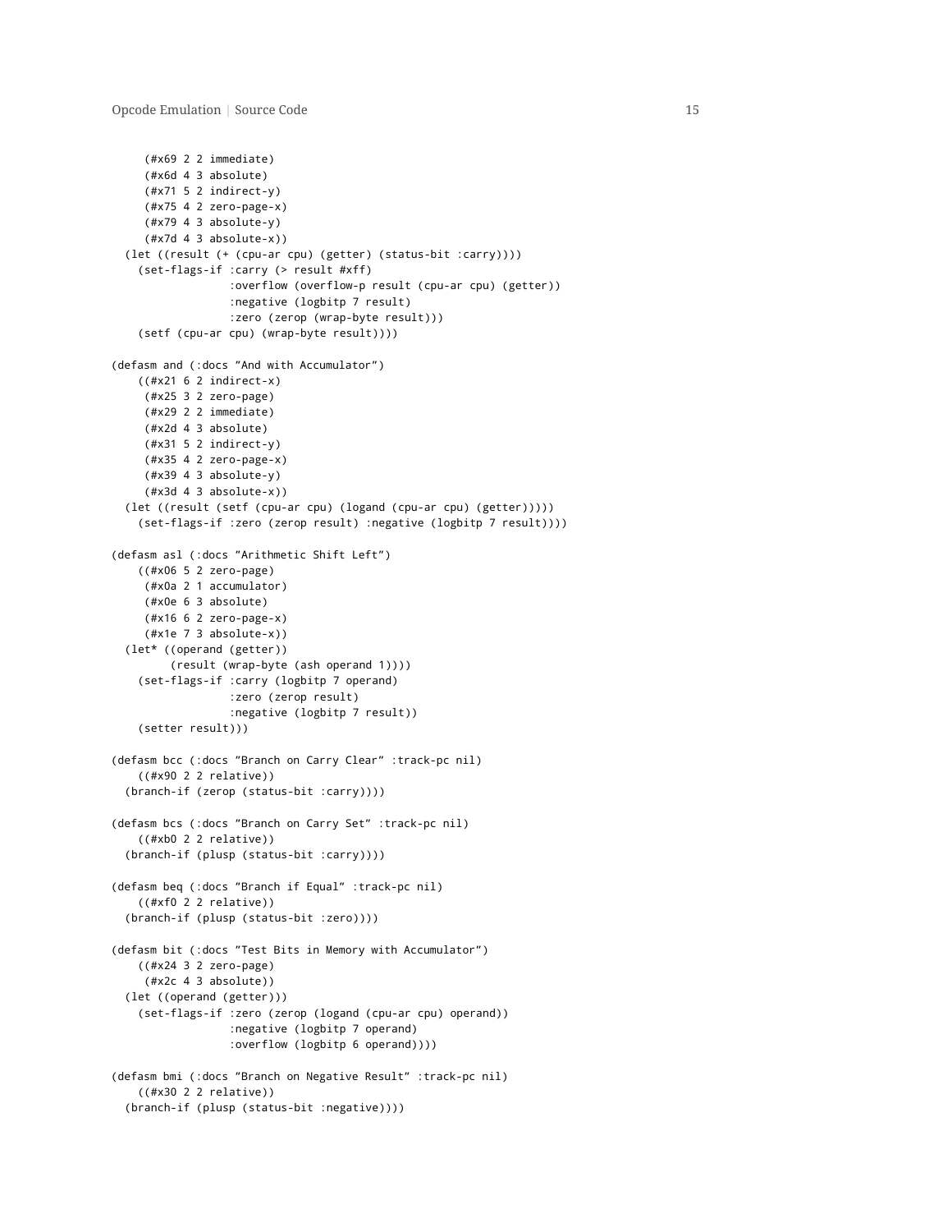```
     (#x69 2 2 immediate)
     (#x6d 4 3 absolute)
     (#x71 5 2 indirect-y)
     (#x75 4 2 zero-page-x)
     (#x79 4 3 absolute-y)
     (#x7d 4 3 absolute-x))
  (let ((result (+ (cpu-ar cpu) (getter) (status-bit :carry))))
    (set-flags-if :carry (> result #xff)
                  :overflow (overflow-p result (cpu-ar cpu) (getter))
                  :negative (logbitp 7 result)
                  :zero (zerop (wrap-byte result)))
    (setf (cpu-ar cpu) (wrap-byte result))))

(defasm and (:docs "And with Accumulator")
    ((#x21 6 2 indirect-x)
     (#x25 3 2 zero-page)
     (#x29 2 2 immediate)
     (#x2d 4 3 absolute)
     (#x31 5 2 indirect-y)
     (#x35 4 2 zero-page-x)
     (#x39 4 3 absolute-y)
     (#x3d 4 3 absolute-x))
  (let ((result (setf (cpu-ar cpu) (logand (cpu-ar cpu) (getter)))))
    (set-flags-if :zero (zerop result) :negative (logbitp 7 result))))

(defasm asl (:docs "Arithmetic Shift Left")
    ((#x06 5 2 zero-page)
     (#x0a 2 1 accumulator)
     (#x0e 6 3 absolute)
     (#x16 6 2 zero-page-x)
     (#x1e 7 3 absolute-x))
  (let* ((operand (getter))
         (result (wrap-byte (ash operand 1))))
    (set-flags-if :carry (logbitp 7 operand)
                  :zero (zerop result)
                  :negative (logbitp 7 result))
    (setter result)))

(defasm bcc (:docs "Branch on Carry Clear" :track-pc nil)
    ((#x90 2 2 relative))
  (branch-if (zerop (status-bit :carry))))

(defasm bcs (:docs "Branch on Carry Set" :track-pc nil)
    ((#xb0 2 2 relative))
  (branch-if (plusp (status-bit :carry))))

(defasm beq (:docs "Branch if Equal" :track-pc nil)
    ((#xf0 2 2 relative))
  (branch-if (plusp (status-bit :zero))))

(defasm bit (:docs "Test Bits in Memory with Accumulator")
    ((#x24 3 2 zero-page)
     (#x2c 4 3 absolute))
  (let ((operand (getter)))
    (set-flags-if :zero (zerop (logand (cpu-ar cpu) operand))
                  :negative (logbitp 7 operand)
                  :overflow (logbitp 6 operand))))

(defasm bmi (:docs "Branch on Negative Result" :track-pc nil)
    ((#x30 2 2 relative))
  (branch-if (plusp (status-bit :negative))))
```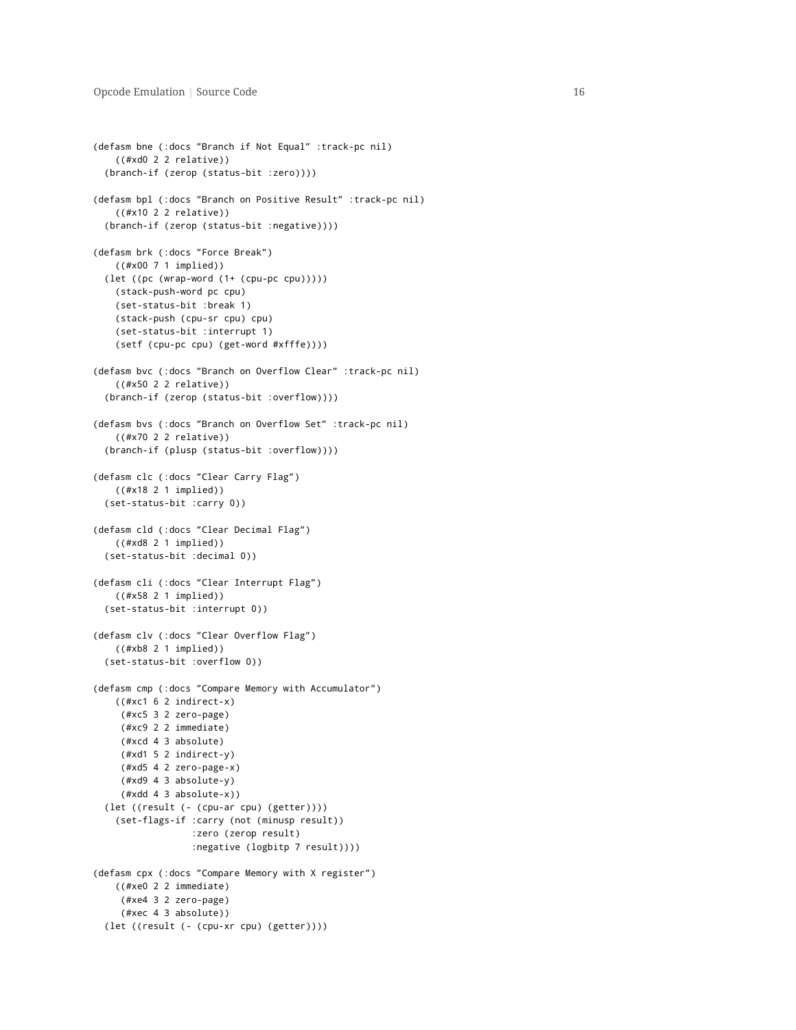```
(defasm bne (:docs "Branch if Not Equal" :track-pc nil)
    ((#xd0 2 2 relative))
  (branch-if (zerop (status-bit :zero))))

(defasm bpl (:docs "Branch on Positive Result" :track-pc nil)
    ((#x10 2 2 relative))
  (branch-if (zerop (status-bit :negative))))

(defasm brk (:docs "Force Break")
    ((#x00 7 1 implied))
  (let ((pc (wrap-word (1+ (cpu-pc cpu)))))
    (stack-push-word pc cpu)
    (set-status-bit :break 1)
    (stack-push (cpu-sr cpu) cpu)
    (set-status-bit :interrupt 1)
    (setf (cpu-pc cpu) (get-word #xfffe))))

(defasm bvc (:docs "Branch on Overflow Clear" :track-pc nil)
    ((#x50 2 2 relative))
  (branch-if (zerop (status-bit :overflow))))

(defasm bvs (:docs "Branch on Overflow Set" :track-pc nil)
    ((#x70 2 2 relative))
  (branch-if (plusp (status-bit :overflow))))

(defasm clc (:docs "Clear Carry Flag")
    ((#x18 2 1 implied))
  (set-status-bit :carry 0))

(defasm cld (:docs "Clear Decimal Flag")
    ((#xd8 2 1 implied))
  (set-status-bit :decimal 0))

(defasm cli (:docs "Clear Interrupt Flag")
    ((#x58 2 1 implied))
  (set-status-bit :interrupt 0))

(defasm clv (:docs "Clear Overflow Flag")
    ((#xb8 2 1 implied))
  (set-status-bit :overflow 0))

(defasm cmp (:docs "Compare Memory with Accumulator")
    ((#xc1 6 2 indirect-x)
     (#xc5 3 2 zero-page)
     (#xc9 2 2 immediate)
     (#xcd 4 3 absolute)
     (#xd1 5 2 indirect-y)
     (#xd5 4 2 zero-page-x)
     (#xd9 4 3 absolute-y)
     (#xdd 4 3 absolute-x))
  (let ((result (- (cpu-ar cpu) (getter))))
    (set-flags-if :carry (not (minusp result))
                  :zero (zerop result)
                  :negative (logbitp 7 result))))

(defasm cpx (:docs "Compare Memory with X register")
    ((#xe0 2 2 immediate)
     (#xe4 3 2 zero-page)
     (#xec 4 3 absolute))
  (let ((result (- (cpu-xr cpu) (getter))))
```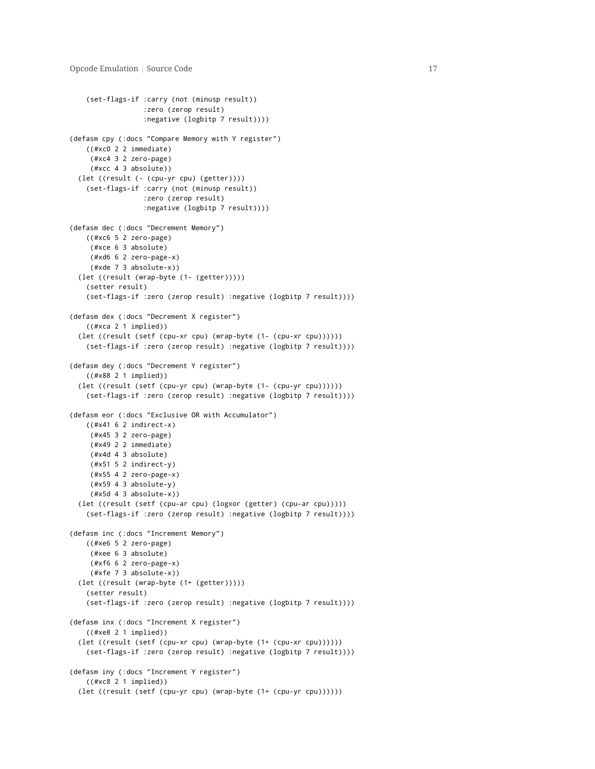```
    (set-flags-if :carry (not (minusp result))
                  :zero (zerop result)
                  :negative (logbitp 7 result))))

(defasm cpy (:docs "Compare Memory with Y register")
    ((#xc0 2 2 immediate)
     (#xc4 3 2 zero-page)
     (#xcc 4 3 absolute))
  (let ((result (- (cpu-yr cpu) (getter))))
    (set-flags-if :carry (not (minusp result))
                  :zero (zerop result)
                  :negative (logbitp 7 result))))

(defasm dec (:docs "Decrement Memory")
    ((#xc6 5 2 zero-page)
     (#xce 6 3 absolute)
     (#xd6 6 2 zero-page-x)
     (#xde 7 3 absolute-x))
  (let ((result (wrap-byte (1- (getter)))))
    (setter result)
    (set-flags-if :zero (zerop result) :negative (logbitp 7 result))))

(defasm dex (:docs "Decrement X register")
    ((#xca 2 1 implied))
  (let ((result (setf (cpu-xr cpu) (wrap-byte (1- (cpu-xr cpu))))))
    (set-flags-if :zero (zerop result) :negative (logbitp 7 result))))

(defasm dey (:docs "Decrement Y register")
    ((#x88 2 1 implied))
  (let ((result (setf (cpu-yr cpu) (wrap-byte (1- (cpu-yr cpu))))))
    (set-flags-if :zero (zerop result) :negative (logbitp 7 result))))

(defasm eor (:docs "Exclusive OR with Accumulator")
    ((#x41 6 2 indirect-x)
     (#x45 3 2 zero-page)
     (#x49 2 2 immediate)
     (#x4d 4 3 absolute)
     (#x51 5 2 indirect-y)
     (#x55 4 2 zero-page-x)
     (#x59 4 3 absolute-y)
     (#x5d 4 3 absolute-x))
  (let ((result (setf (cpu-ar cpu) (logxor (getter) (cpu-ar cpu)))))
    (set-flags-if :zero (zerop result) :negative (logbitp 7 result))))

(defasm inc (:docs "Increment Memory")
    ((#xe6 5 2 zero-page)
     (#xee 6 3 absolute)
     (#xf6 6 2 zero-page-x)
     (#xfe 7 3 absolute-x))
  (let ((result (wrap-byte (1+ (getter)))))
    (setter result)
    (set-flags-if :zero (zerop result) :negative (logbitp 7 result))))

(defasm inx (:docs "Increment X register")
    ((#xe8 2 1 implied))
  (let ((result (setf (cpu-xr cpu) (wrap-byte (1+ (cpu-xr cpu))))))
    (set-flags-if :zero (zerop result) :negative (logbitp 7 result))))

(defasm iny (:docs "Increment Y register")
    ((#xc8 2 1 implied))
  (let ((result (setf (cpu-yr cpu) (wrap-byte (1+ (cpu-yr cpu))))))
```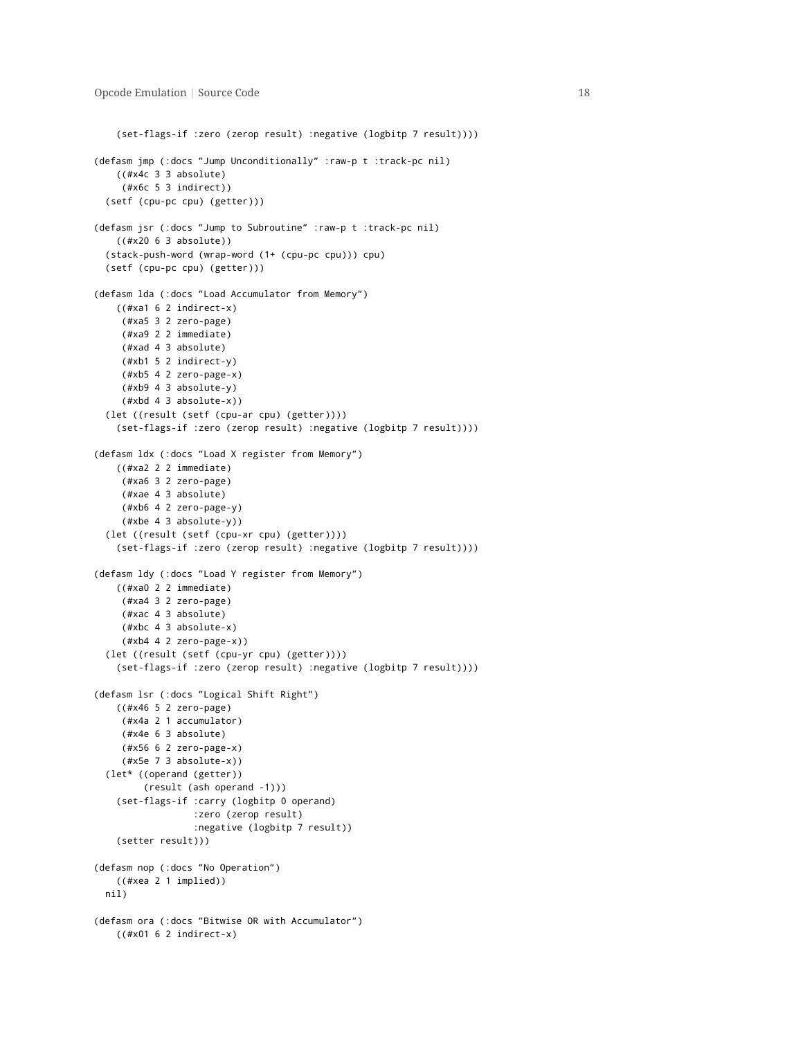```
    (set-flags-if :zero (zerop result) :negative (logbitp 7 result))))

(defasm jmp (:docs "Jump Unconditionally" :raw-p t :track-pc nil)
    ((#x4c 3 3 absolute)
     (#x6c 5 3 indirect))
  (setf (cpu-pc cpu) (getter)))

(defasm jsr (:docs "Jump to Subroutine" :raw-p t :track-pc nil)
    ((#x20 6 3 absolute))
  (stack-push-word (wrap-word (1+ (cpu-pc cpu))) cpu)
  (setf (cpu-pc cpu) (getter)))

(defasm lda (:docs "Load Accumulator from Memory")
    ((#xa1 6 2 indirect-x)
     (#xa5 3 2 zero-page)
     (#xa9 2 2 immediate)
     (#xad 4 3 absolute)
     (#xb1 5 2 indirect-y)
     (#xb5 4 2 zero-page-x)
     (#xb9 4 3 absolute-y)
     (#xbd 4 3 absolute-x))
  (let ((result (setf (cpu-ar cpu) (getter))))
    (set-flags-if :zero (zerop result) :negative (logbitp 7 result))))

(defasm ldx (:docs "Load X register from Memory")
    ((#xa2 2 2 immediate)
     (#xa6 3 2 zero-page)
     (#xae 4 3 absolute)
     (#xb6 4 2 zero-page-y)
     (#xbe 4 3 absolute-y))
  (let ((result (setf (cpu-xr cpu) (getter))))
    (set-flags-if :zero (zerop result) :negative (logbitp 7 result))))

(defasm ldy (:docs "Load Y register from Memory")
    ((#xa0 2 2 immediate)
     (#xa4 3 2 zero-page)
     (#xac 4 3 absolute)
     (#xbc 4 3 absolute-x)
     (#xb4 4 2 zero-page-x))
  (let ((result (setf (cpu-yr cpu) (getter))))
    (set-flags-if :zero (zerop result) :negative (logbitp 7 result))))

(defasm lsr (:docs "Logical Shift Right")
    ((#x46 5 2 zero-page)
     (#x4a 2 1 accumulator)
     (#x4e 6 3 absolute)
     (#x56 6 2 zero-page-x)
     (#x5e 7 3 absolute-x))
  (let* ((operand (getter))
         (result (ash operand -1)))
    (set-flags-if :carry (logbitp 0 operand)
                  :zero (zerop result)
                  :negative (logbitp 7 result))
    (setter result)))

(defasm nop (:docs "No Operation")
    ((#xea 2 1 implied))
  nil)

(defasm ora (:docs "Bitwise OR with Accumulator")
    ((#x01 6 2 indirect-x)
```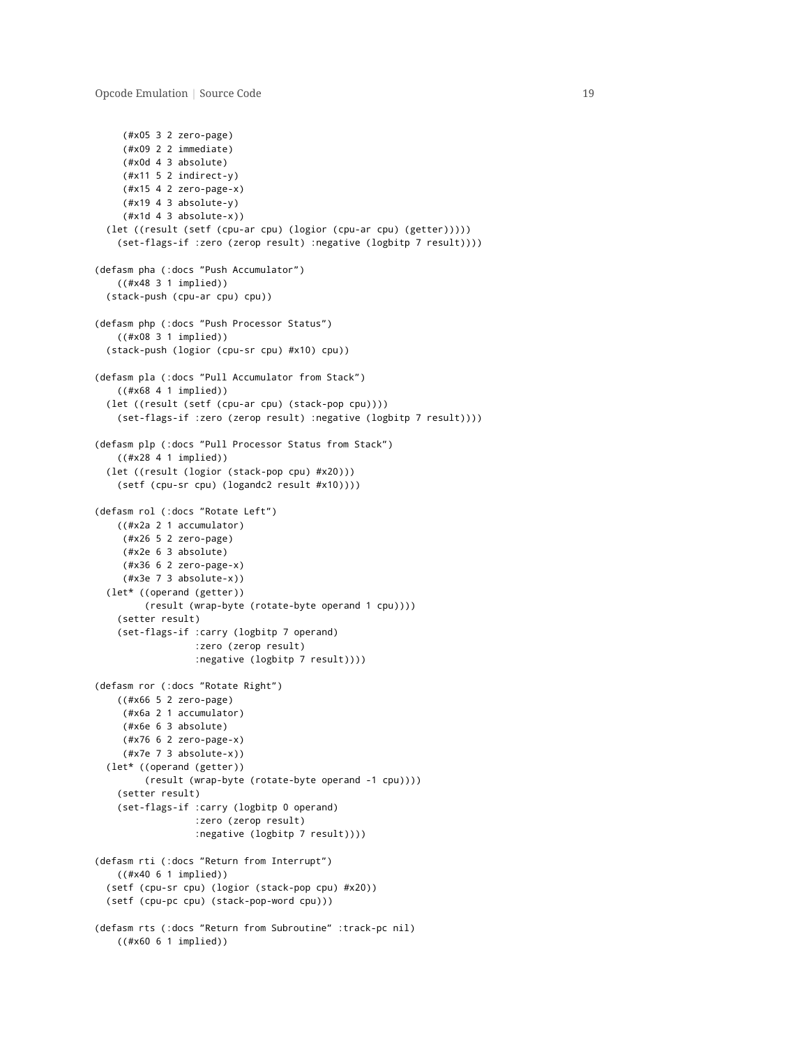```
     (#x05 3 2 zero-page)
     (#x09 2 2 immediate)
     (#x0d 4 3 absolute)
     (#x11 5 2 indirect-y)
     (#x15 4 2 zero-page-x)
     (#x19 4 3 absolute-y)
     (#x1d 4 3 absolute-x))
  (let ((result (setf (cpu-ar cpu) (logior (cpu-ar cpu) (getter)))))
    (set-flags-if :zero (zerop result) :negative (logbitp 7 result))))

(defasm pha (:docs "Push Accumulator")
    ((#x48 3 1 implied))
  (stack-push (cpu-ar cpu) cpu))

(defasm php (:docs "Push Processor Status")
    ((#x08 3 1 implied))
  (stack-push (logior (cpu-sr cpu) #x10) cpu))

(defasm pla (:docs "Pull Accumulator from Stack")
    ((#x68 4 1 implied))
  (let ((result (setf (cpu-ar cpu) (stack-pop cpu))))
    (set-flags-if :zero (zerop result) :negative (logbitp 7 result))))

(defasm plp (:docs "Pull Processor Status from Stack")
    ((#x28 4 1 implied))
  (let ((result (logior (stack-pop cpu) #x20)))
    (setf (cpu-sr cpu) (logandc2 result #x10))))

(defasm rol (:docs "Rotate Left")
    ((#x2a 2 1 accumulator)
     (#x26 5 2 zero-page)
     (#x2e 6 3 absolute)
     (#x36 6 2 zero-page-x)
     (#x3e 7 3 absolute-x))
  (let* ((operand (getter))
         (result (wrap-byte (rotate-byte operand 1 cpu))))
    (setter result)
    (set-flags-if :carry (logbitp 7 operand)
                  :zero (zerop result)
                  :negative (logbitp 7 result))))

(defasm ror (:docs "Rotate Right")
    ((#x66 5 2 zero-page)
     (#x6a 2 1 accumulator)
     (#x6e 6 3 absolute)
     (#x76 6 2 zero-page-x)
     (#x7e 7 3 absolute-x))
  (let* ((operand (getter))
         (result (wrap-byte (rotate-byte operand -1 cpu))))
    (setter result)
    (set-flags-if :carry (logbitp 0 operand)
                  :zero (zerop result)
                  :negative (logbitp 7 result))))

(defasm rti (:docs "Return from Interrupt")
    ((#x40 6 1 implied))
  (setf (cpu-sr cpu) (logior (stack-pop cpu) #x20))
  (setf (cpu-pc cpu) (stack-pop-word cpu)))

(defasm rts (:docs "Return from Subroutine" :track-pc nil)
    ((#x60 6 1 implied))
```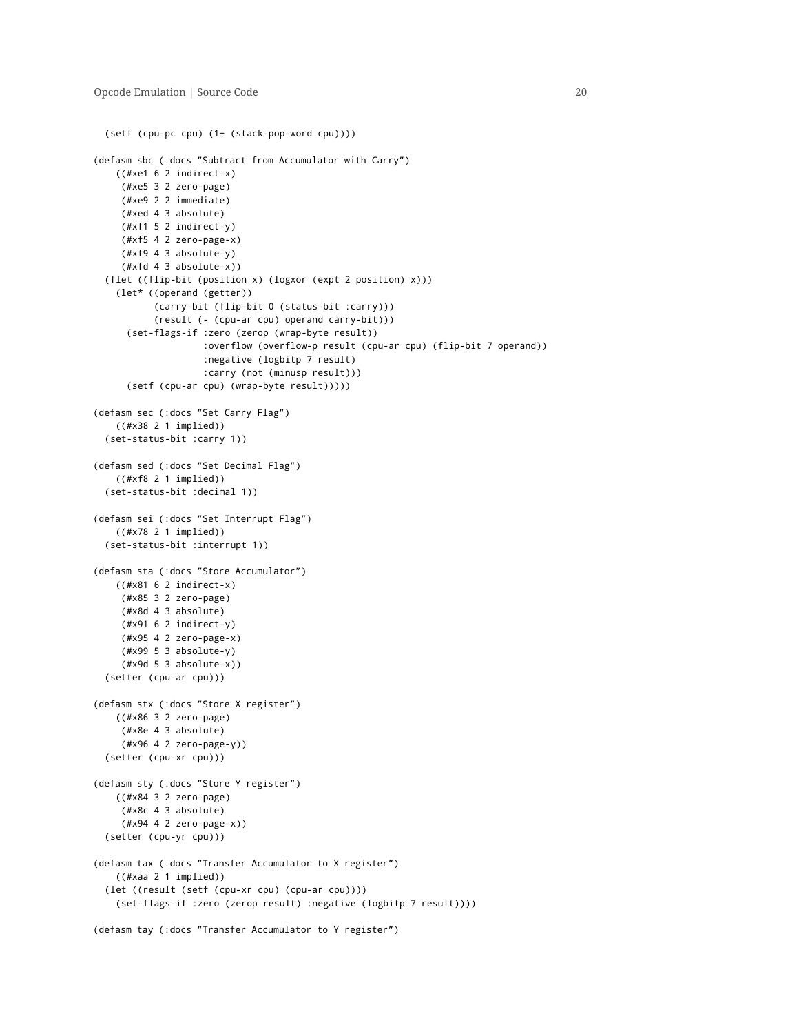```
  (setf (cpu-pc cpu) (1+ (stack-pop-word cpu))))

(defasm sbc (:docs "Subtract from Accumulator with Carry")
    ((#xe1 6 2 indirect-x)
     (#xe5 3 2 zero-page)
     (#xe9 2 2 immediate)
     (#xed 4 3 absolute)
     (#xf1 5 2 indirect-y)
     (#xf5 4 2 zero-page-x)
     (#xf9 4 3 absolute-y)
     (#xfd 4 3 absolute-x))
  (flet ((flip-bit (position x) (logxor (expt 2 position) x)))
    (let* ((operand (getter))
           (carry-bit (flip-bit 0 (status-bit :carry)))
           (result (- (cpu-ar cpu) operand carry-bit)))
      (set-flags-if :zero (zerop (wrap-byte result))
                    :overflow (overflow-p result (cpu-ar cpu) (flip-bit 7 operand))
                    :negative (logbitp 7 result)
                    :carry (not (minusp result)))
      (setf (cpu-ar cpu) (wrap-byte result)))))

(defasm sec (:docs "Set Carry Flag")
    ((#x38 2 1 implied))
  (set-status-bit :carry 1))

(defasm sed (:docs "Set Decimal Flag")
    ((#xf8 2 1 implied))
  (set-status-bit :decimal 1))

(defasm sei (:docs "Set Interrupt Flag")
    ((#x78 2 1 implied))
  (set-status-bit :interrupt 1))

(defasm sta (:docs "Store Accumulator")
    ((#x81 6 2 indirect-x)
     (#x85 3 2 zero-page)
     (#x8d 4 3 absolute)
     (#x91 6 2 indirect-y)
     (#x95 4 2 zero-page-x)
     (#x99 5 3 absolute-y)
     (#x9d 5 3 absolute-x))
  (setter (cpu-ar cpu)))

(defasm stx (:docs "Store X register")
    ((#x86 3 2 zero-page)
     (#x8e 4 3 absolute)
     (#x96 4 2 zero-page-y))
  (setter (cpu-xr cpu)))

(defasm sty (:docs "Store Y register")
    ((#x84 3 2 zero-page)
     (#x8c 4 3 absolute)
     (#x94 4 2 zero-page-x))
  (setter (cpu-yr cpu)))

(defasm tax (:docs "Transfer Accumulator to X register")
    ((#xaa 2 1 implied))
  (let ((result (setf (cpu-xr cpu) (cpu-ar cpu))))
    (set-flags-if :zero (zerop result) :negative (logbitp 7 result))))

(defasm tay (:docs "Transfer Accumulator to Y register")
```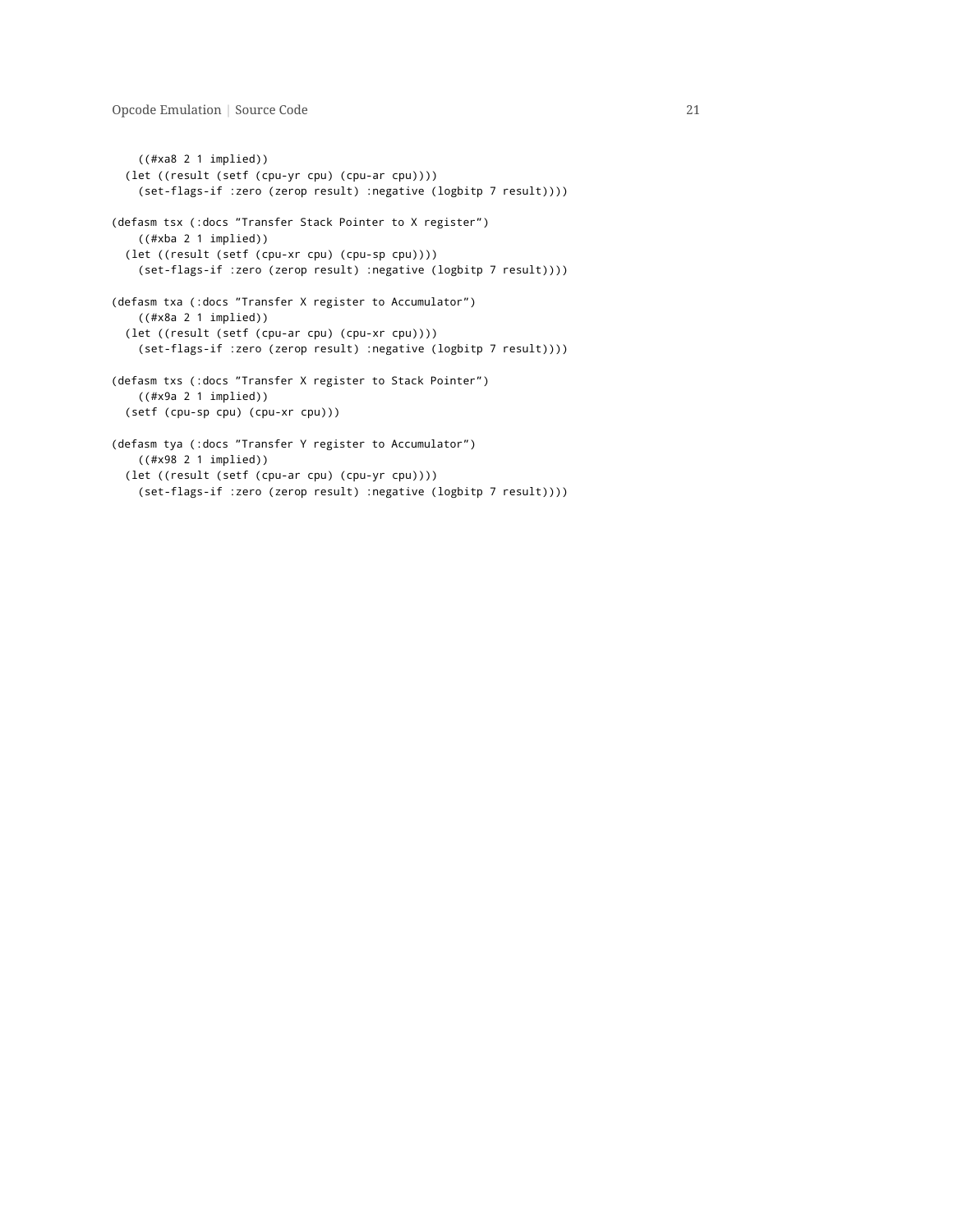```
    ((#xa8 2 1 implied))
  (let ((result (setf (cpu-yr cpu) (cpu-ar cpu))))
    (set-flags-if :zero (zerop result) :negative (logbitp 7 result))))

(defasm tsx (:docs "Transfer Stack Pointer to X register")
    ((#xba 2 1 implied))
  (let ((result (setf (cpu-xr cpu) (cpu-sp cpu))))
    (set-flags-if :zero (zerop result) :negative (logbitp 7 result))))

(defasm txa (:docs "Transfer X register to Accumulator")
    ((#x8a 2 1 implied))
  (let ((result (setf (cpu-ar cpu) (cpu-xr cpu))))
    (set-flags-if :zero (zerop result) :negative (logbitp 7 result))))

(defasm txs (:docs "Transfer X register to Stack Pointer")
    ((#x9a 2 1 implied))
  (setf (cpu-sp cpu) (cpu-xr cpu)))

(defasm tya (:docs "Transfer Y register to Accumulator")
    ((#x98 2 1 implied))
  (let ((result (setf (cpu-ar cpu) (cpu-yr cpu))))
    (set-flags-if :zero (zerop result) :negative (logbitp 7 result))))
```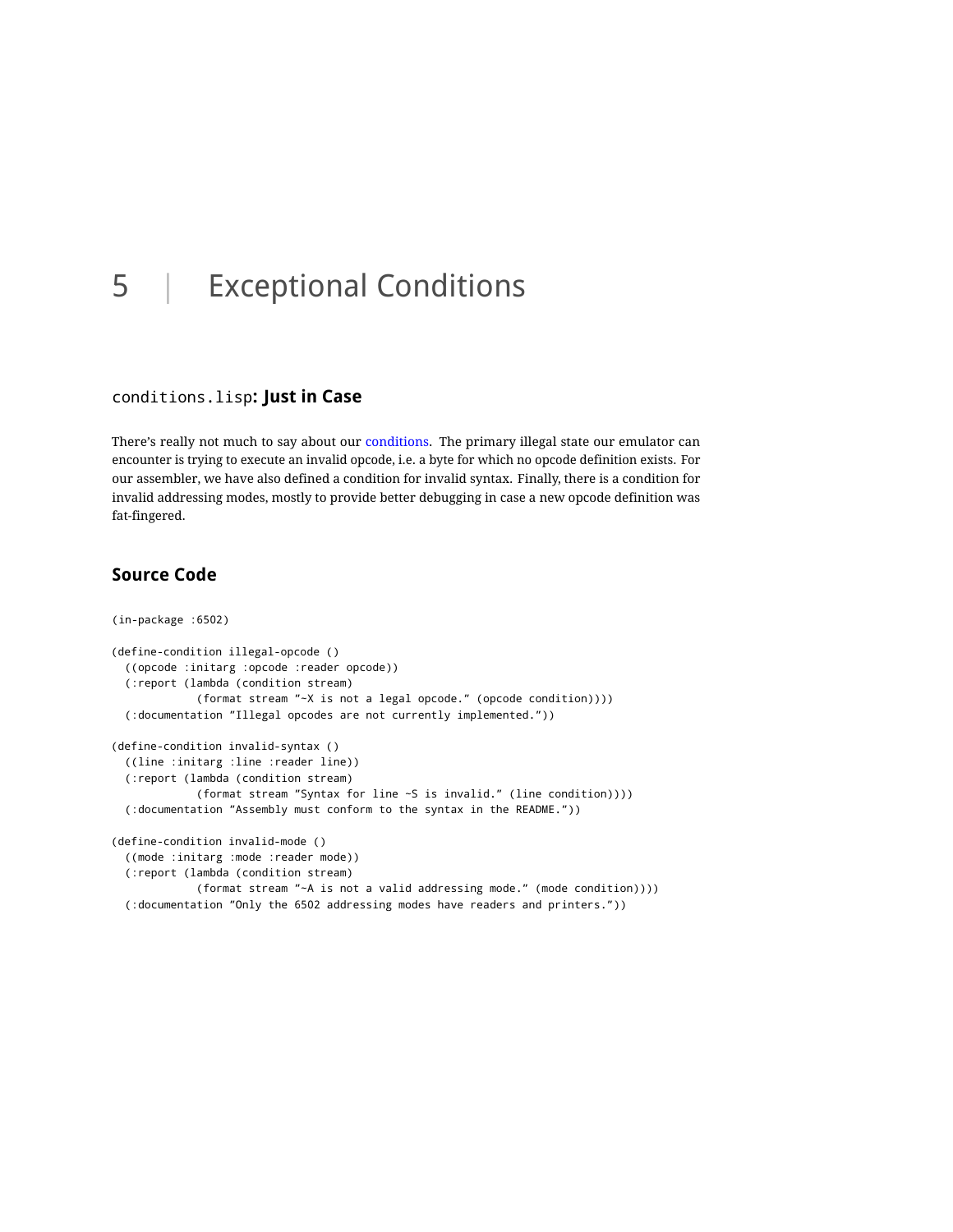# 5 | Exceptional Conditions

## `conditions.lisp`: Just in Case

There's really not much to say about our conditions. The primary illegal state our emulator can encounter is trying to execute an invalid opcode, i.e. a byte for which no opcode definition exists. For our assembler, we have also defined a condition for invalid syntax. Finally, there is a condition for invalid addressing modes, mostly to provide better debugging in case a new opcode definition was fat-fingered.

## Source Code

```
(in-package :6502)

(define-condition illegal-opcode ()
  ((opcode :initarg :opcode :reader opcode))
  (:report (lambda (condition stream)
             (format stream "~X is not a legal opcode." (opcode condition))))
  (:documentation "Illegal opcodes are not currently implemented."))

(define-condition invalid-syntax ()
  ((line :initarg :line :reader line))
  (:report (lambda (condition stream)
             (format stream "Syntax for line ~S is invalid." (line condition))))
  (:documentation "Assembly must conform to the syntax in the README."))

(define-condition invalid-mode ()
  ((mode :initarg :mode :reader mode))
  (:report (lambda (condition stream)
             (format stream "~A is not a valid addressing mode." (mode condition))))
  (:documentation "Only the 6502 addressing modes have readers and printers."))
```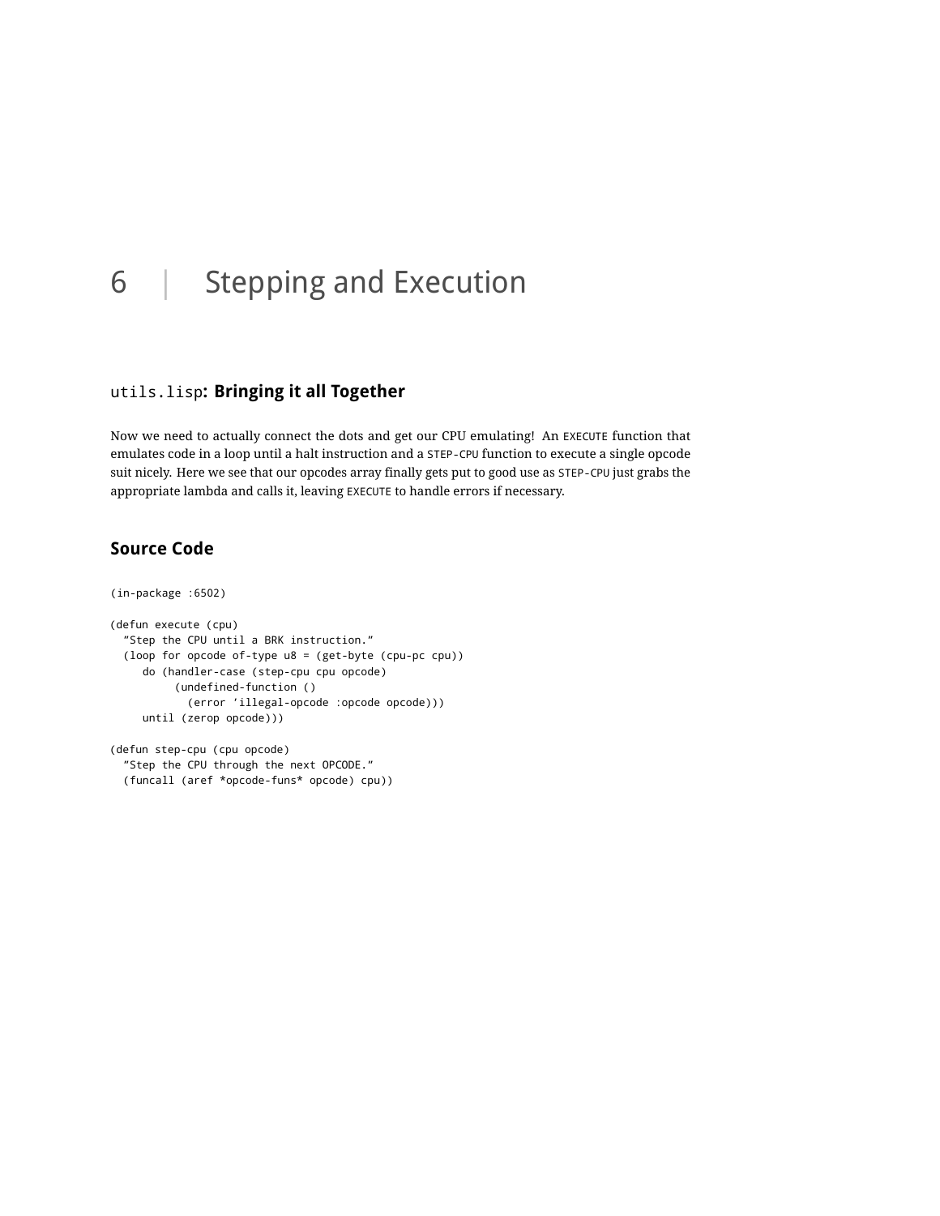# 6 | Stepping and Execution

## `utils.lisp`: Bringing it all Together

Now we need to actually connect the dots and get our CPU emulating! An EXECUTE function that emulates code in a loop until a halt instruction and a STEP-CPU function to execute a single opcode suit nicely. Here we see that our opcodes array finally gets put to good use as STEP-CPU just grabs the appropriate lambda and calls it, leaving EXECUTE to handle errors if necessary.

## Source Code

```
(in-package :6502)

(defun execute (cpu)
  "Step the CPU until a BRK instruction."
  (loop for opcode of-type u8 = (get-byte (cpu-pc cpu))
     do (handler-case (step-cpu cpu opcode)
          (undefined-function ()
            (error 'illegal-opcode :opcode opcode)))
     until (zerop opcode)))

(defun step-cpu (cpu opcode)
  "Step the CPU through the next OPCODE."
  (funcall (aref *opcode-funs* opcode) cpu))
```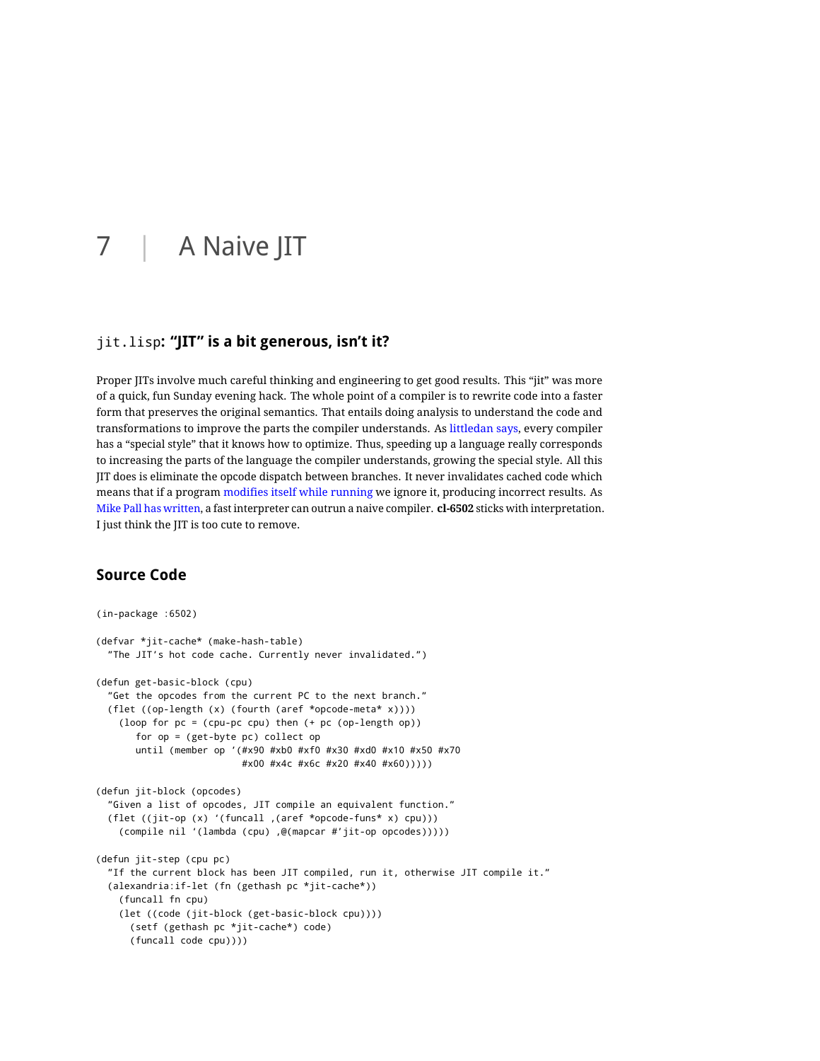# 7 | A Naive JIT

### jit.lisp: "JIT" is a bit generous, isn't it?

Proper JITs involve much careful thinking and engineering to get good results. This "jit" was more of a quick, fun Sunday evening hack. The whole point of a compiler is to rewrite code into a faster form that preserves the original semantics. That entails doing analysis to understand the code and transformations to improve the parts the compiler understands. As littledan says, every compiler has a "special style" that it knows how to optimize. Thus, speeding up a language really corresponds to increasing the parts of the language the compiler understands, growing the special style. All this JIT does is eliminate the opcode dispatch between branches. It never invalidates cached code which means that if a program modifies itself while running we ignore it, producing incorrect results. As Mike Pall has written, a fast interpreter can outrun a naive compiler. **cl-6502** sticks with interpretation. I just think the JIT is too cute to remove.

## Source Code

```
(in-package :6502)

(defvar *jit-cache* (make-hash-table)
  "The JIT's hot code cache. Currently never invalidated.")

(defun get-basic-block (cpu)
  "Get the opcodes from the current PC to the next branch."
  (flet ((op-length (x) (fourth (aref *opcode-meta* x))))
    (loop for pc = (cpu-pc cpu) then (+ pc (op-length op))
       for op = (get-byte pc) collect op
       until (member op '(#x90 #xb0 #xf0 #x30 #xd0 #x10 #x50 #x70
                          #x00 #x4c #x6c #x20 #x40 #x60)))))

(defun jit-block (opcodes)
  "Given a list of opcodes, JIT compile an equivalent function."
  (flet ((jit-op (x) `(funcall ,(aref *opcode-funs* x) cpu)))
    (compile nil `(lambda (cpu) ,@(mapcar #'jit-op opcodes)))))

(defun jit-step (cpu pc)
  "If the current block has been JIT compiled, run it, otherwise JIT compile it."
  (alexandria:if-let (fn (gethash pc *jit-cache*))
    (funcall fn cpu)
    (let ((code (jit-block (get-basic-block cpu))))
      (setf (gethash pc *jit-cache*) code)
      (funcall code cpu))))
```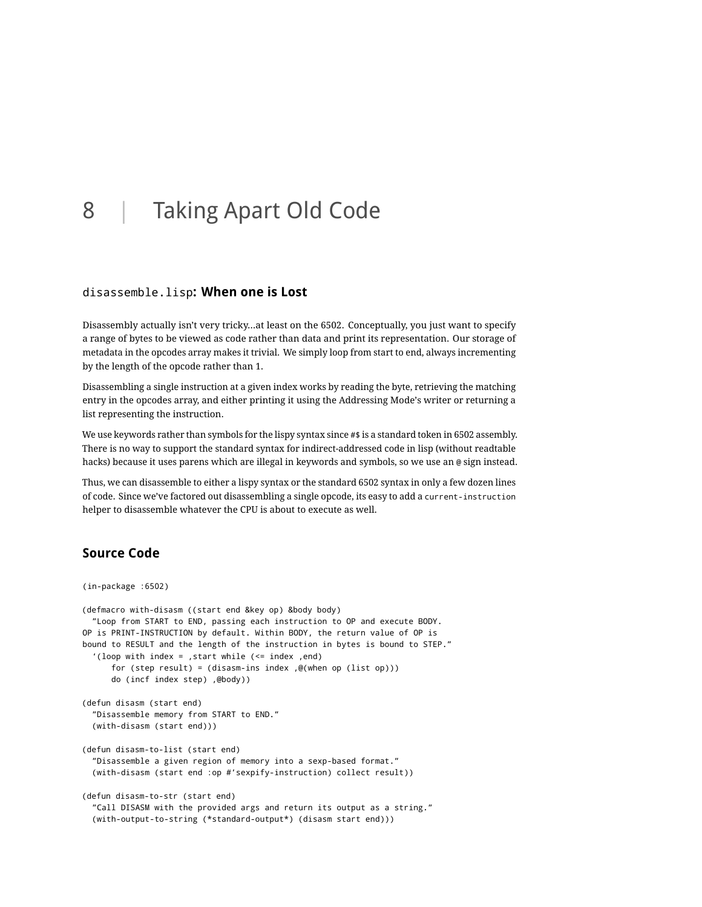# 8 | Taking Apart Old Code

## `disassemble.lisp`: When one is Lost

Disassembly actually isn't very tricky...at least on the 6502. Conceptually, you just want to specify a range of bytes to be viewed as code rather than data and print its representation. Our storage of metadata in the opcodes array makes it trivial. We simply loop from start to end, always incrementing by the length of the opcode rather than 1.

Disassembling a single instruction at a given index works by reading the byte, retrieving the matching entry in the opcodes array, and either printing it using the Addressing Mode's writer or returning a list representing the instruction.

We use keywords rather than symbols for the lispy syntax since `#$` is a standard token in 6502 assembly. There is no way to support the standard syntax for indirect-addressed code in lisp (without readtable hacks) because it uses parens which are illegal in keywords and symbols, so we use an `@` sign instead.

Thus, we can disassemble to either a lispy syntax or the standard 6502 syntax in only a few dozen lines of code. Since we've factored out disassembling a single opcode, its easy to add a `current-instruction` helper to disassemble whatever the CPU is about to execute as well.

## Source Code

```
(in-package :6502)

(defmacro with-disasm ((start end &key op) &body body)
  "Loop from START to END, passing each instruction to OP and execute BODY.
OP is PRINT-INSTRUCTION by default. Within BODY, the return value of OP is
bound to RESULT and the length of the instruction in bytes is bound to STEP."
  `(loop with index = ,start while (<= index ,end)
      for (step result) = (disasm-ins index ,@(when op (list op)))
      do (incf index step) ,@body))

(defun disasm (start end)
  "Disassemble memory from START to END."
  (with-disasm (start end)))

(defun disasm-to-list (start end)
  "Disassemble a given region of memory into a sexp-based format."
  (with-disasm (start end :op #'sexpify-instruction) collect result))

(defun disasm-to-str (start end)
  "Call DISASM with the provided args and return its output as a string."
  (with-output-to-string (*standard-output*) (disasm start end)))
```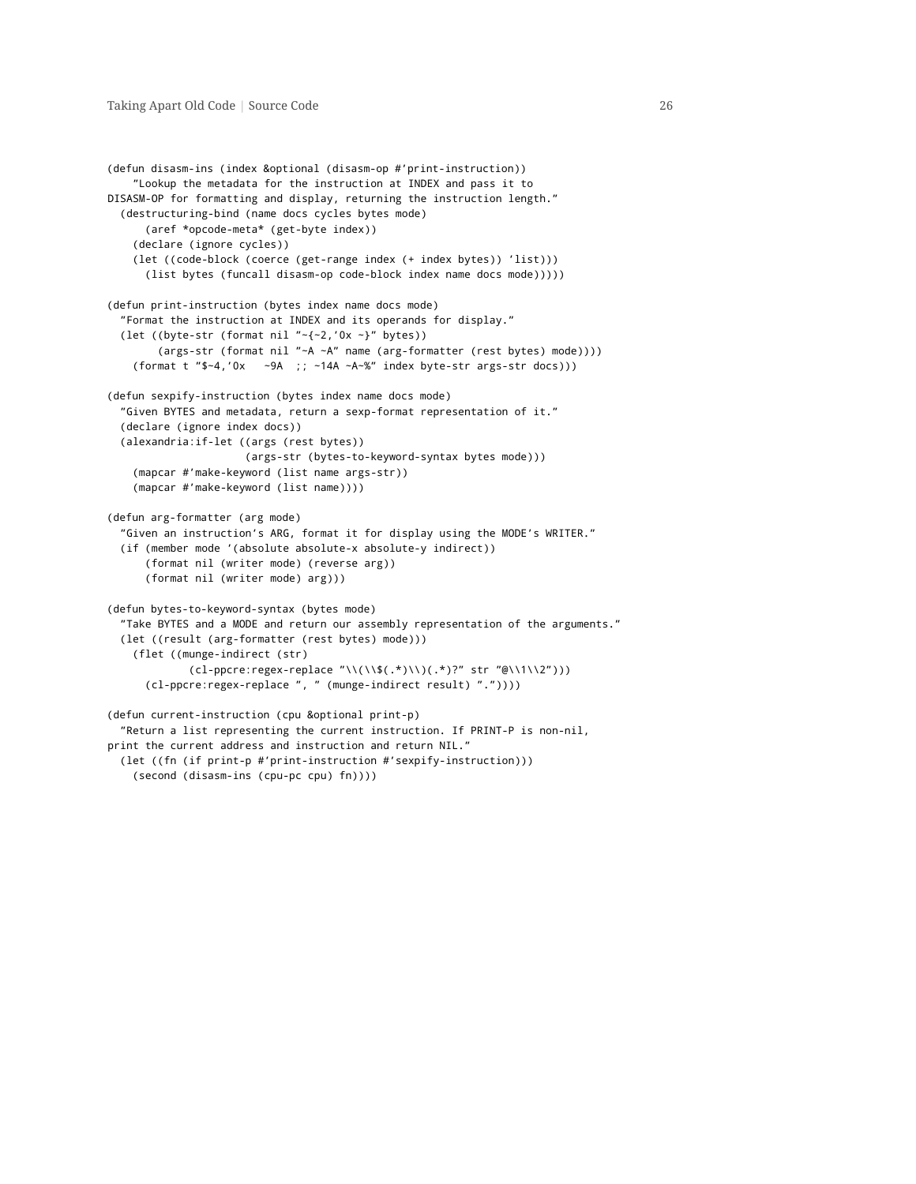```
(defun disasm-ins (index &optional (disasm-op #'print-instruction))
    "Lookup the metadata for the instruction at INDEX and pass it to
DISASM-OP for formatting and display, returning the instruction length."
  (destructuring-bind (name docs cycles bytes mode)
      (aref *opcode-meta* (get-byte index))
    (declare (ignore cycles))
    (let ((code-block (coerce (get-range index (+ index bytes)) 'list)))
      (list bytes (funcall disasm-op code-block index name docs mode)))))

(defun print-instruction (bytes index name docs mode)
  "Format the instruction at INDEX and its operands for display."
  (let ((byte-str (format nil "~{~2,'0x ~}" bytes))
        (args-str (format nil "~A ~A" name (arg-formatter (rest bytes) mode))))
    (format t "$~4,'0x   ~9A  ;; ~14A ~A~%" index byte-str args-str docs)))

(defun sexpify-instruction (bytes index name docs mode)
  "Given BYTES and metadata, return a sexp-format representation of it."
  (declare (ignore index docs))
  (alexandria:if-let ((args (rest bytes))
                      (args-str (bytes-to-keyword-syntax bytes mode)))
    (mapcar #'make-keyword (list name args-str))
    (mapcar #'make-keyword (list name))))

(defun arg-formatter (arg mode)
  "Given an instruction's ARG, format it for display using the MODE's WRITER."
  (if (member mode '(absolute absolute-x absolute-y indirect))
      (format nil (writer mode) (reverse arg))
      (format nil (writer mode) arg)))

(defun bytes-to-keyword-syntax (bytes mode)
  "Take BYTES and a MODE and return our assembly representation of the arguments."
  (let ((result (arg-formatter (rest bytes) mode)))
    (flet ((munge-indirect (str)
             (cl-ppcre:regex-replace "\\(\\$(.*)\\)(.*)?" str "@\\1\\2")))
      (cl-ppcre:regex-replace ", " (munge-indirect result) "."))))

(defun current-instruction (cpu &optional print-p)
  "Return a list representing the current instruction. If PRINT-P is non-nil,
print the current address and instruction and return NIL."
  (let ((fn (if print-p #'print-instruction #'sexpify-instruction)))
    (second (disasm-ins (cpu-pc cpu) fn))))
```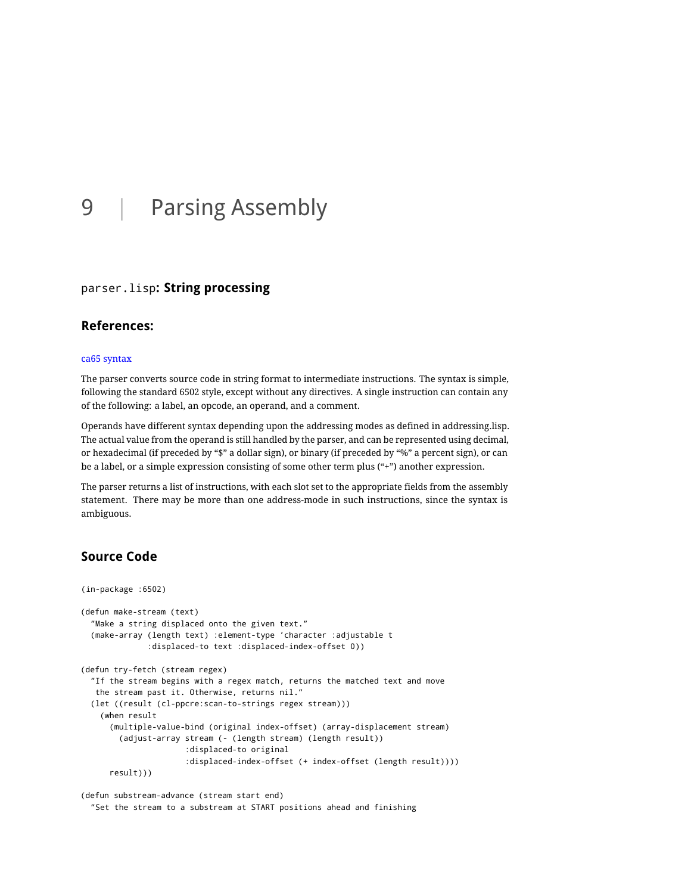# 9 | Parsing Assembly

## parser.lisp: String processing

### References:

ca65 syntax

The parser converts source code in string format to intermediate instructions. The syntax is simple, following the standard 6502 style, except without any directives. A single instruction can contain any of the following: a label, an opcode, an operand, and a comment.

Operands have different syntax depending upon the addressing modes as defined in addressing.lisp. The actual value from the operand is still handled by the parser, and can be represented using decimal, or hexadecimal (if preceded by "$" a dollar sign), or binary (if preceded by "%" a percent sign), or can be a label, or a simple expression consisting of some other term plus ("+") another expression.

The parser returns a list of instructions, with each slot set to the appropriate fields from the assembly statement. There may be more than one address-mode in such instructions, since the syntax is ambiguous.

### Source Code

```
(in-package :6502)

(defun make-stream (text)
  "Make a string displaced onto the given text."
  (make-array (length text) :element-type 'character :adjustable t
              :displaced-to text :displaced-index-offset 0))

(defun try-fetch (stream regex)
  "If the stream begins with a regex match, returns the matched text and move
   the stream past it. Otherwise, returns nil."
  (let ((result (cl-ppcre:scan-to-strings regex stream)))
    (when result
      (multiple-value-bind (original index-offset) (array-displacement stream)
        (adjust-array stream (- (length stream) (length result))
                      :displaced-to original
                      :displaced-index-offset (+ index-offset (length result))))
      result)))

(defun substream-advance (stream start end)
  "Set the stream to a substream at START positions ahead and finishing
```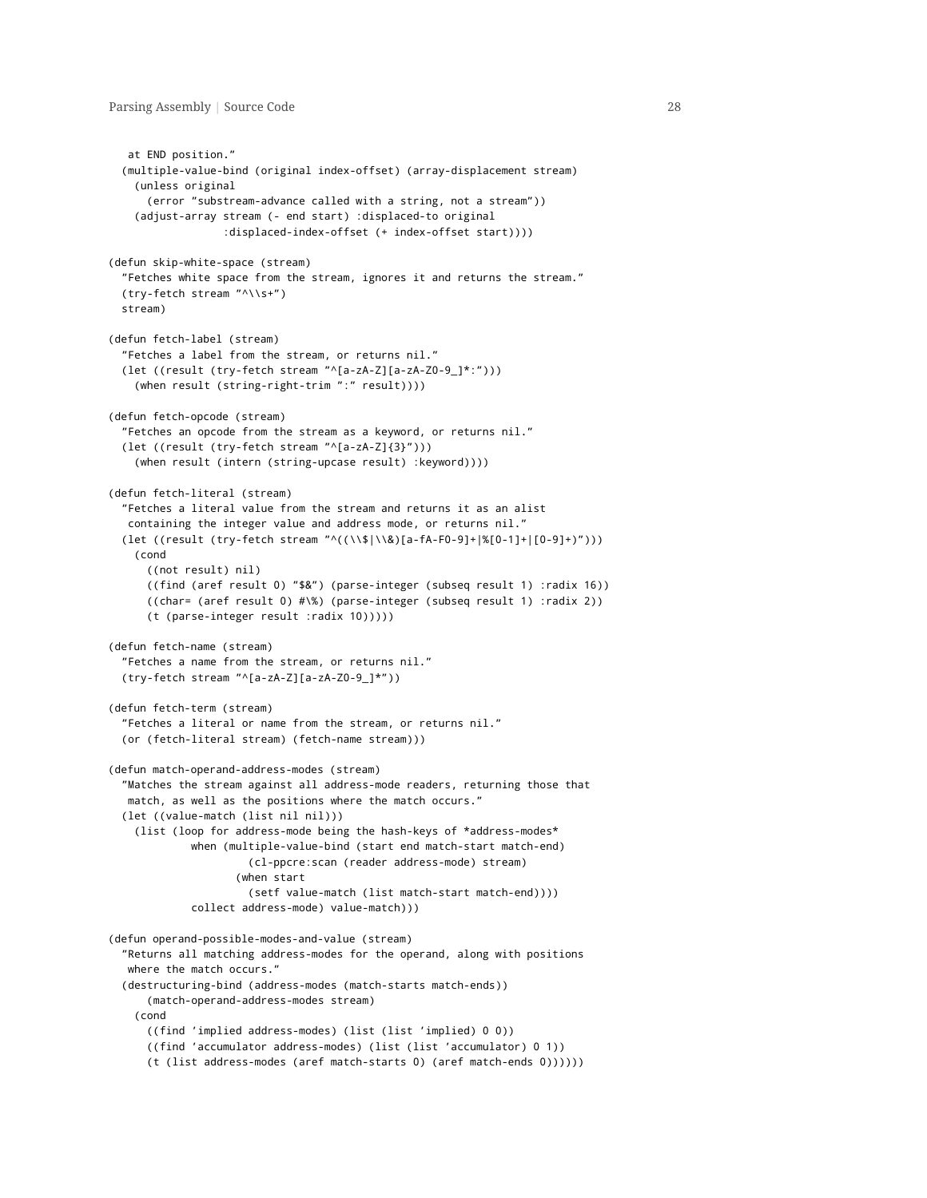```
   at END position."
  (multiple-value-bind (original index-offset) (array-displacement stream)
    (unless original
      (error "substream-advance called with a string, not a stream"))
    (adjust-array stream (- end start) :displaced-to original
                  :displaced-index-offset (+ index-offset start))))

(defun skip-white-space (stream)
  "Fetches white space from the stream, ignores it and returns the stream."
  (try-fetch stream "^\\s+")
  stream)

(defun fetch-label (stream)
  "Fetches a label from the stream, or returns nil."
  (let ((result (try-fetch stream "^[a-zA-Z][a-zA-Z0-9_]*:")))
    (when result (string-right-trim ":" result))))

(defun fetch-opcode (stream)
  "Fetches an opcode from the stream as a keyword, or returns nil."
  (let ((result (try-fetch stream "^[a-zA-Z]{3}")))
    (when result (intern (string-upcase result) :keyword))))

(defun fetch-literal (stream)
  "Fetches a literal value from the stream and returns it as an alist
   containing the integer value and address mode, or returns nil."
  (let ((result (try-fetch stream "^((\\$|\\&)[a-fA-F0-9]+|%[0-1]+|[0-9]+)")))
    (cond
      ((not result) nil)
      ((find (aref result 0) "$&") (parse-integer (subseq result 1) :radix 16))
      ((char= (aref result 0) #\%) (parse-integer (subseq result 1) :radix 2))
      (t (parse-integer result :radix 10)))))

(defun fetch-name (stream)
  "Fetches a name from the stream, or returns nil."
  (try-fetch stream "^[a-zA-Z][a-zA-Z0-9_]*"))

(defun fetch-term (stream)
  "Fetches a literal or name from the stream, or returns nil."
  (or (fetch-literal stream) (fetch-name stream)))

(defun match-operand-address-modes (stream)
  "Matches the stream against all address-mode readers, returning those that
   match, as well as the positions where the match occurs."
  (let ((value-match (list nil nil)))
    (list (loop for address-mode being the hash-keys of *address-modes*
             when (multiple-value-bind (start end match-start match-end)
                      (cl-ppcre:scan (reader address-mode) stream)
                    (when start
                      (setf value-match (list match-start match-end))))
             collect address-mode) value-match)))

(defun operand-possible-modes-and-value (stream)
  "Returns all matching address-modes for the operand, along with positions
   where the match occurs."
  (destructuring-bind (address-modes (match-starts match-ends))
      (match-operand-address-modes stream)
    (cond
      ((find 'implied address-modes) (list (list 'implied) 0 0))
      ((find 'accumulator address-modes) (list (list 'accumulator) 0 1))
      (t (list address-modes (aref match-starts 0) (aref match-ends 0))))))
```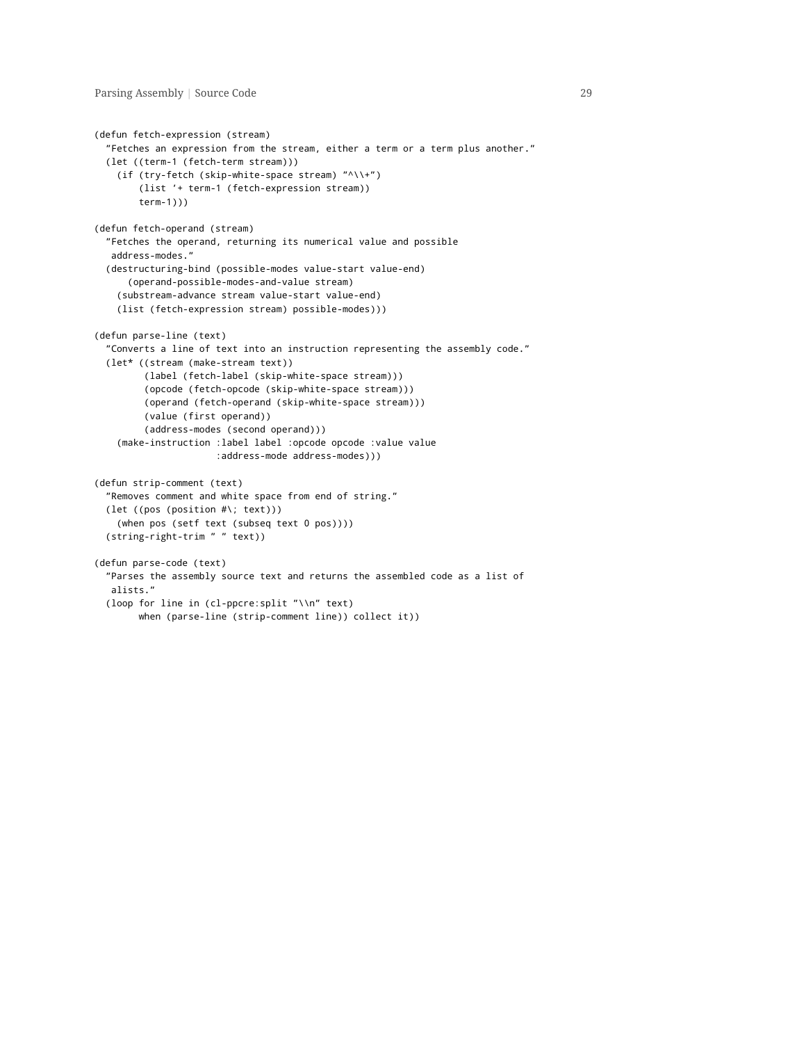```
(defun fetch-expression (stream)
  "Fetches an expression from the stream, either a term or a term plus another."
  (let ((term-1 (fetch-term stream)))
    (if (try-fetch (skip-white-space stream) "^\\+")
        (list '+ term-1 (fetch-expression stream))
        term-1)))

(defun fetch-operand (stream)
  "Fetches the operand, returning its numerical value and possible
   address-modes."
  (destructuring-bind (possible-modes value-start value-end)
      (operand-possible-modes-and-value stream)
    (substream-advance stream value-start value-end)
    (list (fetch-expression stream) possible-modes)))

(defun parse-line (text)
  "Converts a line of text into an instruction representing the assembly code."
  (let* ((stream (make-stream text))
         (label (fetch-label (skip-white-space stream)))
         (opcode (fetch-opcode (skip-white-space stream)))
         (operand (fetch-operand (skip-white-space stream)))
         (value (first operand))
         (address-modes (second operand)))
    (make-instruction :label label :opcode opcode :value value
                      :address-mode address-modes)))

(defun strip-comment (text)
  "Removes comment and white space from end of string."
  (let ((pos (position #\; text)))
    (when pos (setf text (subseq text 0 pos))))
  (string-right-trim " " text))

(defun parse-code (text)
  "Parses the assembly source text and returns the assembled code as a list of
   alists."
  (loop for line in (cl-ppcre:split "\\n" text)
        when (parse-line (strip-comment line)) collect it))
```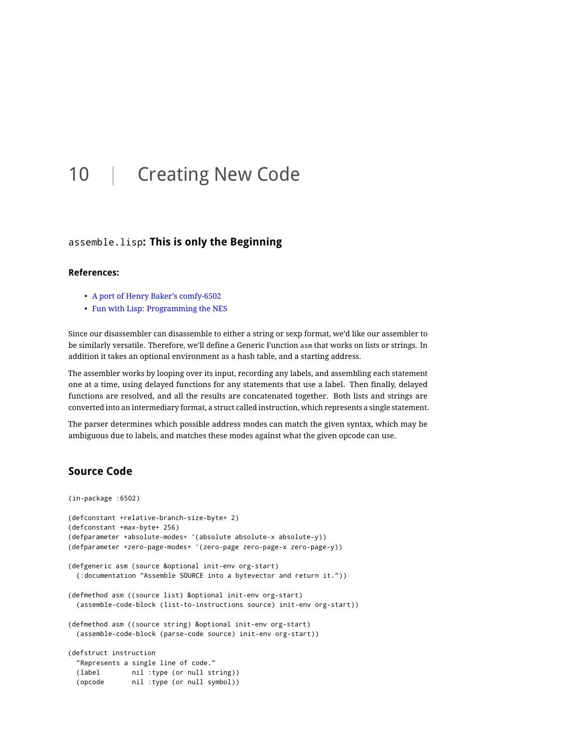# 10 | Creating New Code

## `assemble.lisp`: This is only the Beginning

### References:

- A port of Henry Baker's comfy-6502
- Fun with Lisp: Programming the NES

Since our disassembler can disassemble to either a string or sexp format, we'd like our assembler to be similarly versatile. Therefore, we'll define a Generic Function `asm` that works on lists or strings. In addition it takes an optional environment as a hash table, and a starting address.

The assembler works by looping over its input, recording any labels, and assembling each statement one at a time, using delayed functions for any statements that use a label. Then finally, delayed functions are resolved, and all the results are concatenated together. Both lists and strings are converted into an intermediary format, a struct called instruction, which represents a single statement.

The parser determines which possible address modes can match the given syntax, which may be ambiguous due to labels, and matches these modes against what the given opcode can use.

### Source Code

```
(in-package :6502)

(defconstant +relative-branch-size-byte+ 2)
(defconstant +max-byte+ 256)
(defparameter +absolute-modes+ '(absolute absolute-x absolute-y))
(defparameter +zero-page-modes+ '(zero-page zero-page-x zero-page-y))

(defgeneric asm (source &optional init-env org-start)
  (:documentation "Assemble SOURCE into a bytevector and return it."))

(defmethod asm ((source list) &optional init-env org-start)
  (assemble-code-block (list-to-instructions source) init-env org-start))

(defmethod asm ((source string) &optional init-env org-start)
  (assemble-code-block (parse-code source) init-env org-start))

(defstruct instruction
  "Represents a single line of code."
  (label        nil :type (or null string))
  (opcode       nil :type (or null symbol))
```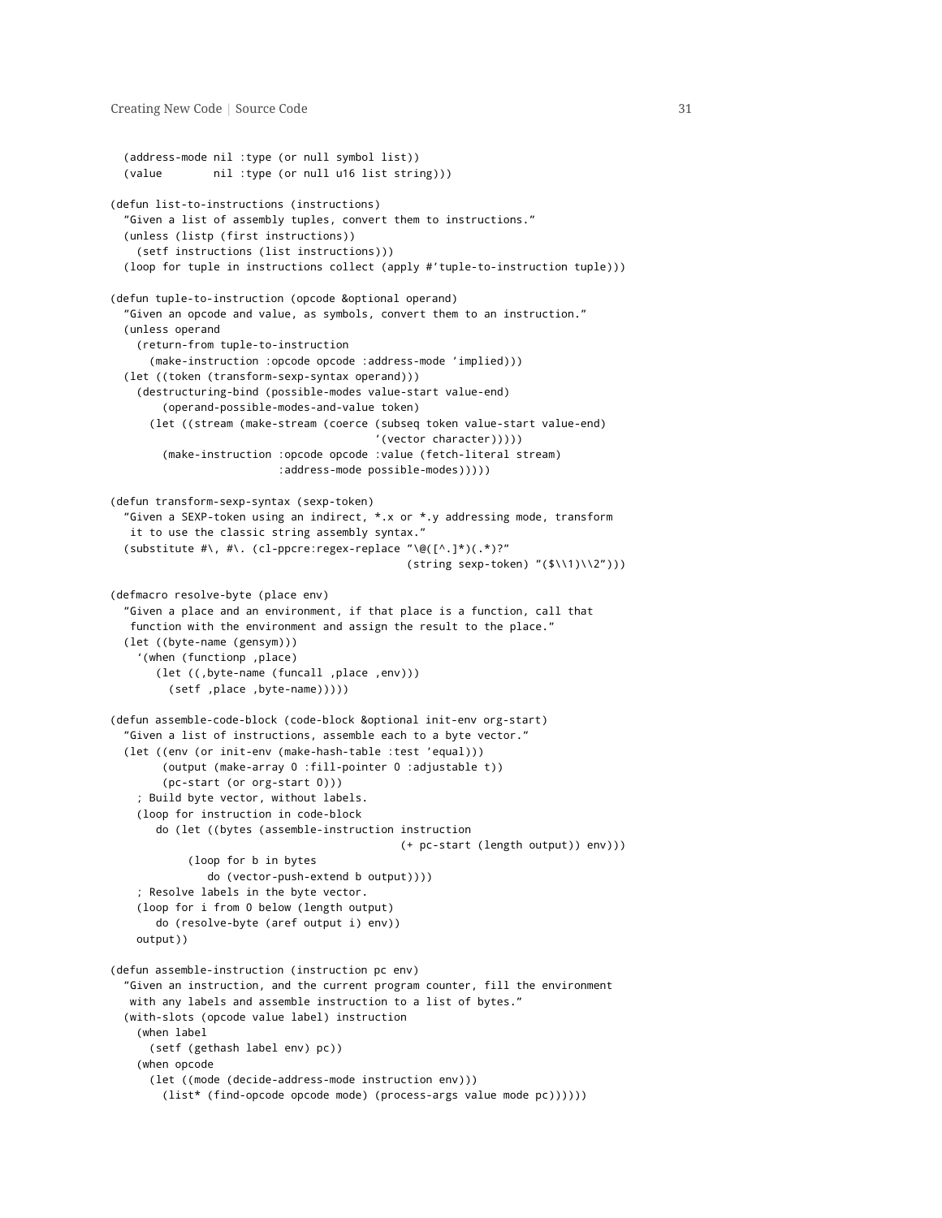```
  (address-mode nil :type (or null symbol list))
  (value        nil :type (or null u16 list string)))

(defun list-to-instructions (instructions)
  "Given a list of assembly tuples, convert them to instructions."
  (unless (listp (first instructions))
    (setf instructions (list instructions)))
  (loop for tuple in instructions collect (apply #'tuple-to-instruction tuple)))

(defun tuple-to-instruction (opcode &optional operand)
  "Given an opcode and value, as symbols, convert them to an instruction."
  (unless operand
    (return-from tuple-to-instruction
      (make-instruction :opcode opcode :address-mode 'implied)))
  (let ((token (transform-sexp-syntax operand)))
    (destructuring-bind (possible-modes value-start value-end)
        (operand-possible-modes-and-value token)
      (let ((stream (make-stream (coerce (subseq token value-start value-end)
                                         '(vector character)))))
        (make-instruction :opcode opcode :value (fetch-literal stream)
                          :address-mode possible-modes)))))

(defun transform-sexp-syntax (sexp-token)
  "Given a SEXP-token using an indirect, *.x or *.y addressing mode, transform
   it to use the classic string assembly syntax."
  (substitute #\, #\. (cl-ppcre:regex-replace "\@([^.]*)(.*)?"
                                              (string sexp-token) "($\\1)\\2")))

(defmacro resolve-byte (place env)
  "Given a place and an environment, if that place is a function, call that
   function with the environment and assign the result to the place."
  (let ((byte-name (gensym)))
    `(when (functionp ,place)
       (let ((,byte-name (funcall ,place ,env)))
         (setf ,place ,byte-name)))))

(defun assemble-code-block (code-block &optional init-env org-start)
  "Given a list of instructions, assemble each to a byte vector."
  (let ((env (or init-env (make-hash-table :test 'equal)))
        (output (make-array 0 :fill-pointer 0 :adjustable t))
        (pc-start (or org-start 0)))
    ; Build byte vector, without labels.
    (loop for instruction in code-block
       do (let ((bytes (assemble-instruction instruction
                                             (+ pc-start (length output)) env)))
            (loop for b in bytes
               do (vector-push-extend b output))))
    ; Resolve labels in the byte vector.
    (loop for i from 0 below (length output)
       do (resolve-byte (aref output i) env))
    output))

(defun assemble-instruction (instruction pc env)
  "Given an instruction, and the current program counter, fill the environment
   with any labels and assemble instruction to a list of bytes."
  (with-slots (opcode value label) instruction
    (when label
      (setf (gethash label env) pc))
    (when opcode
      (let ((mode (decide-address-mode instruction env)))
        (list* (find-opcode opcode mode) (process-args value mode pc))))))
```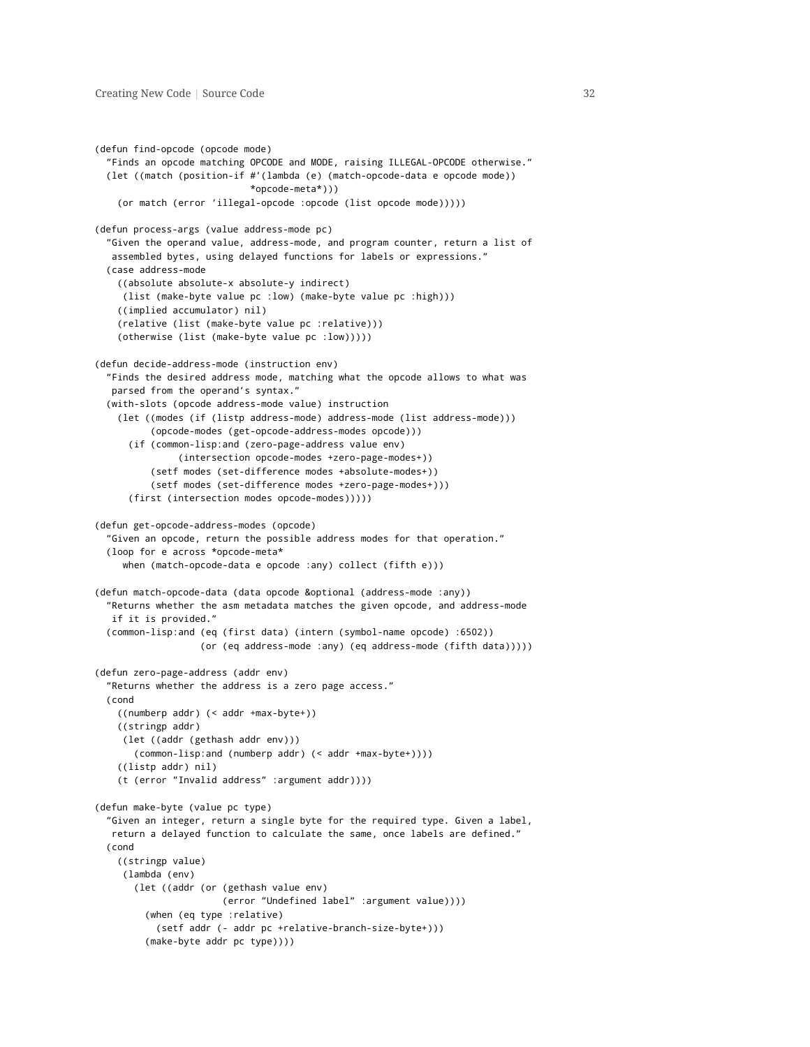```
(defun find-opcode (opcode mode)
  "Finds an opcode matching OPCODE and MODE, raising ILLEGAL-OPCODE otherwise."
  (let ((match (position-if #'(lambda (e) (match-opcode-data e opcode mode))
                            *opcode-meta*)))
    (or match (error 'illegal-opcode :opcode (list opcode mode)))))

(defun process-args (value address-mode pc)
  "Given the operand value, address-mode, and program counter, return a list of
   assembled bytes, using delayed functions for labels or expressions."
  (case address-mode
    ((absolute absolute-x absolute-y indirect)
     (list (make-byte value pc :low) (make-byte value pc :high)))
    ((implied accumulator) nil)
    (relative (list (make-byte value pc :relative)))
    (otherwise (list (make-byte value pc :low)))))

(defun decide-address-mode (instruction env)
  "Finds the desired address mode, matching what the opcode allows to what was
   parsed from the operand's syntax."
  (with-slots (opcode address-mode value) instruction
    (let ((modes (if (listp address-mode) address-mode (list address-mode)))
          (opcode-modes (get-opcode-address-modes opcode)))
      (if (common-lisp:and (zero-page-address value env)
               (intersection opcode-modes +zero-page-modes+))
          (setf modes (set-difference modes +absolute-modes+))
          (setf modes (set-difference modes +zero-page-modes+)))
      (first (intersection modes opcode-modes)))))

(defun get-opcode-address-modes (opcode)
  "Given an opcode, return the possible address modes for that operation."
  (loop for e across *opcode-meta*
     when (match-opcode-data e opcode :any) collect (fifth e)))

(defun match-opcode-data (data opcode &optional (address-mode :any))
  "Returns whether the asm metadata matches the given opcode, and address-mode
   if it is provided."
  (common-lisp:and (eq (first data) (intern (symbol-name opcode) :6502))
                   (or (eq address-mode :any) (eq address-mode (fifth data)))))

(defun zero-page-address (addr env)
  "Returns whether the address is a zero page access."
  (cond
    ((numberp addr) (< addr +max-byte+))
    ((stringp addr)
     (let ((addr (gethash addr env)))
       (common-lisp:and (numberp addr) (< addr +max-byte+))))
    ((listp addr) nil)
    (t (error "Invalid address" :argument addr))))

(defun make-byte (value pc type)
  "Given an integer, return a single byte for the required type. Given a label,
   return a delayed function to calculate the same, once labels are defined."
  (cond
    ((stringp value)
     (lambda (env)
       (let ((addr (or (gethash value env)
                       (error "Undefined label" :argument value))))
         (when (eq type :relative)
           (setf addr (- addr pc +relative-branch-size-byte+)))
         (make-byte addr pc type))))
```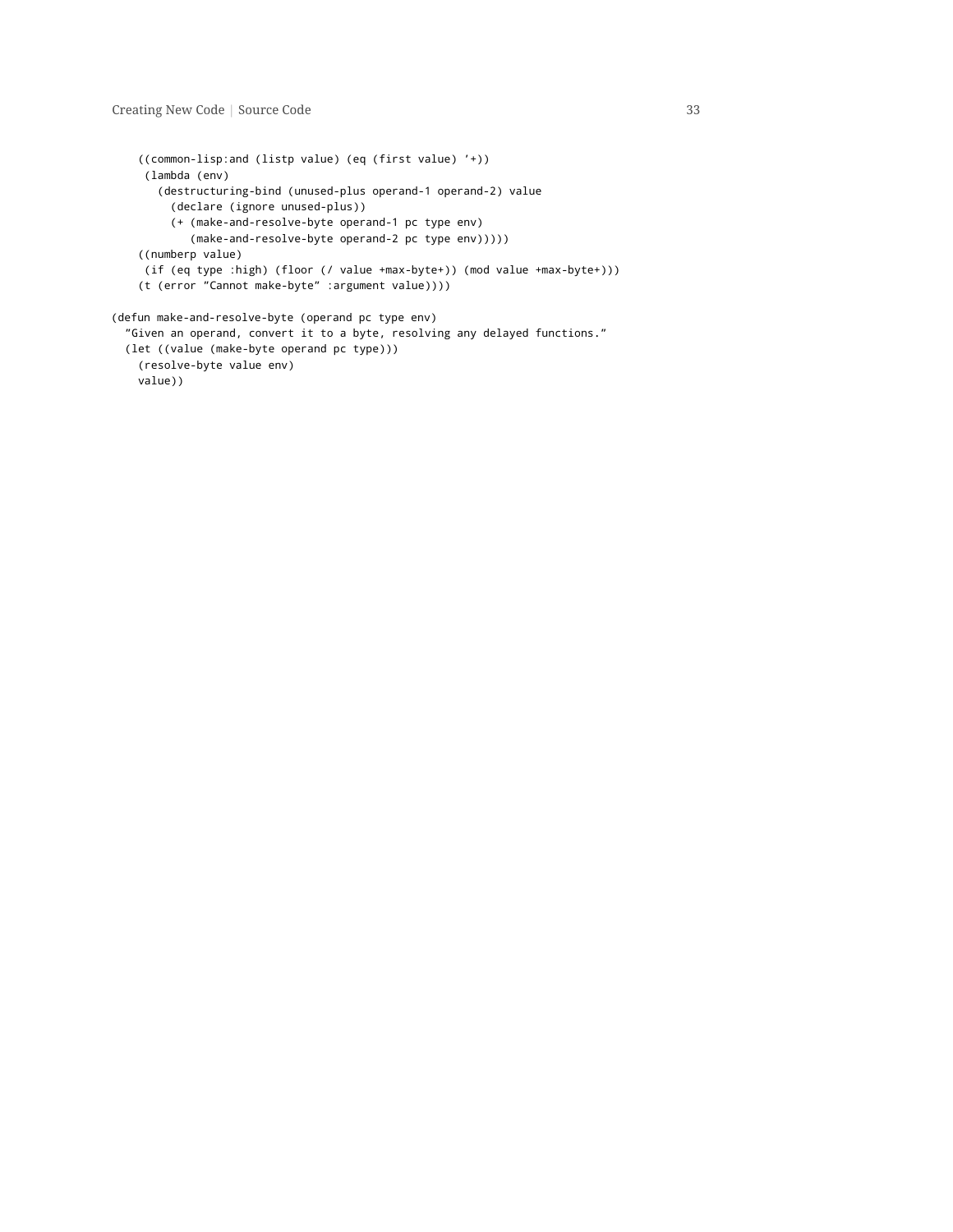```
    ((common-lisp:and (listp value) (eq (first value) '+))
     (lambda (env)
       (destructuring-bind (unused-plus operand-1 operand-2) value
         (declare (ignore unused-plus))
         (+ (make-and-resolve-byte operand-1 pc type env)
            (make-and-resolve-byte operand-2 pc type env)))))
    ((numberp value)
     (if (eq type :high) (floor (/ value +max-byte+)) (mod value +max-byte+)))
    (t (error "Cannot make-byte" :argument value))))

(defun make-and-resolve-byte (operand pc type env)
  "Given an operand, convert it to a byte, resolving any delayed functions."
  (let ((value (make-byte operand pc type)))
    (resolve-byte value env)
    value))
```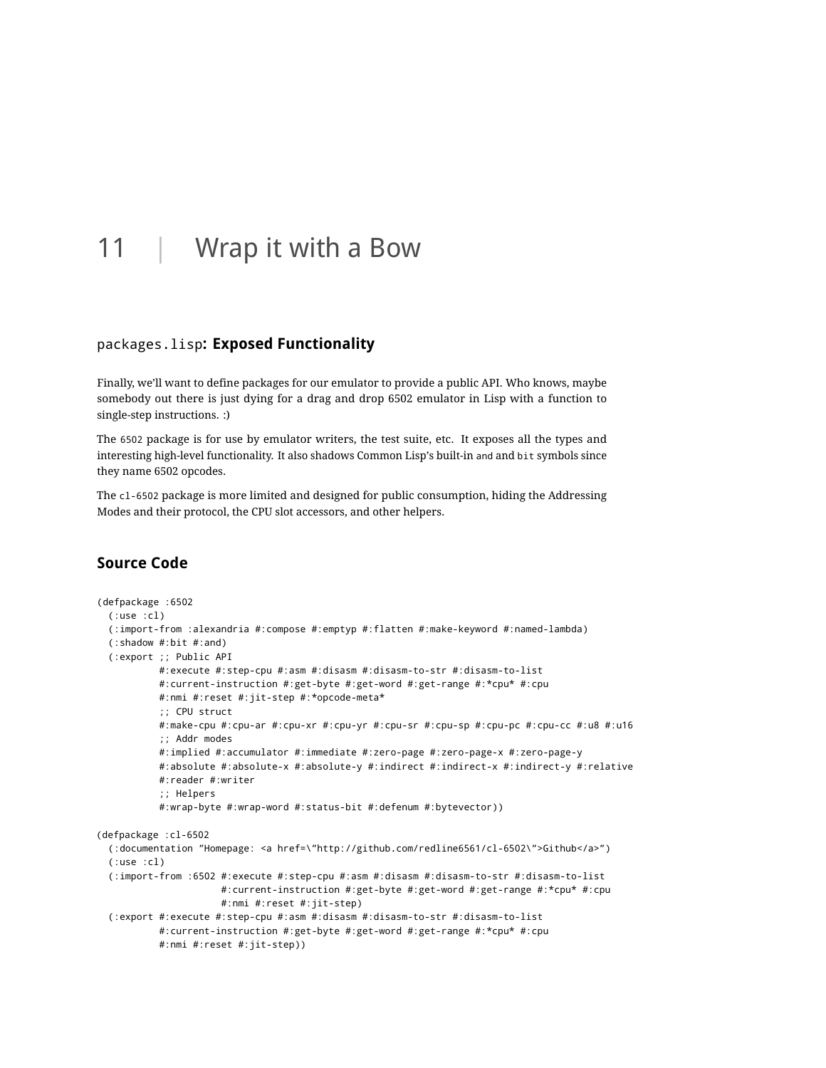# 11 | Wrap it with a Bow

## `packages.lisp`: Exposed Functionality

Finally, we'll want to define packages for our emulator to provide a public API. Who knows, maybe somebody out there is just dying for a drag and drop 6502 emulator in Lisp with a function to single-step instructions. :)

The `6502` package is for use by emulator writers, the test suite, etc. It exposes all the types and interesting high-level functionality. It also shadows Common Lisp's built-in `and` and `bit` symbols since they name 6502 opcodes.

The `cl-6502` package is more limited and designed for public consumption, hiding the Addressing Modes and their protocol, the CPU slot accessors, and other helpers.

## Source Code

```
(defpackage :6502
  (:use :cl)
  (:import-from :alexandria #:compose #:emptyp #:flatten #:make-keyword #:named-lambda)
  (:shadow #:bit #:and)
  (:export ;; Public API
           #:execute #:step-cpu #:asm #:disasm #:disasm-to-str #:disasm-to-list
           #:current-instruction #:get-byte #:get-word #:get-range #:*cpu* #:cpu
           #:nmi #:reset #:jit-step #:*opcode-meta*
           ;; CPU struct
           #:make-cpu #:cpu-ar #:cpu-xr #:cpu-yr #:cpu-sr #:cpu-sp #:cpu-pc #:cpu-cc #:u8 #:u16
           ;; Addr modes
           #:implied #:accumulator #:immediate #:zero-page #:zero-page-x #:zero-page-y
           #:absolute #:absolute-x #:absolute-y #:indirect #:indirect-x #:indirect-y #:relative
           #:reader #:writer
           ;; Helpers
           #:wrap-byte #:wrap-word #:status-bit #:defenum #:bytevector))

(defpackage :cl-6502
  (:documentation "Homepage: <a href=\"http://github.com/redline6561/cl-6502\">Github</a>")
  (:use :cl)
  (:import-from :6502 #:execute #:step-cpu #:asm #:disasm #:disasm-to-str #:disasm-to-list
                      #:current-instruction #:get-byte #:get-word #:get-range #:*cpu* #:cpu
                      #:nmi #:reset #:jit-step)
  (:export #:execute #:step-cpu #:asm #:disasm #:disasm-to-str #:disasm-to-list
           #:current-instruction #:get-byte #:get-word #:get-range #:*cpu* #:cpu
           #:nmi #:reset #:jit-step))
```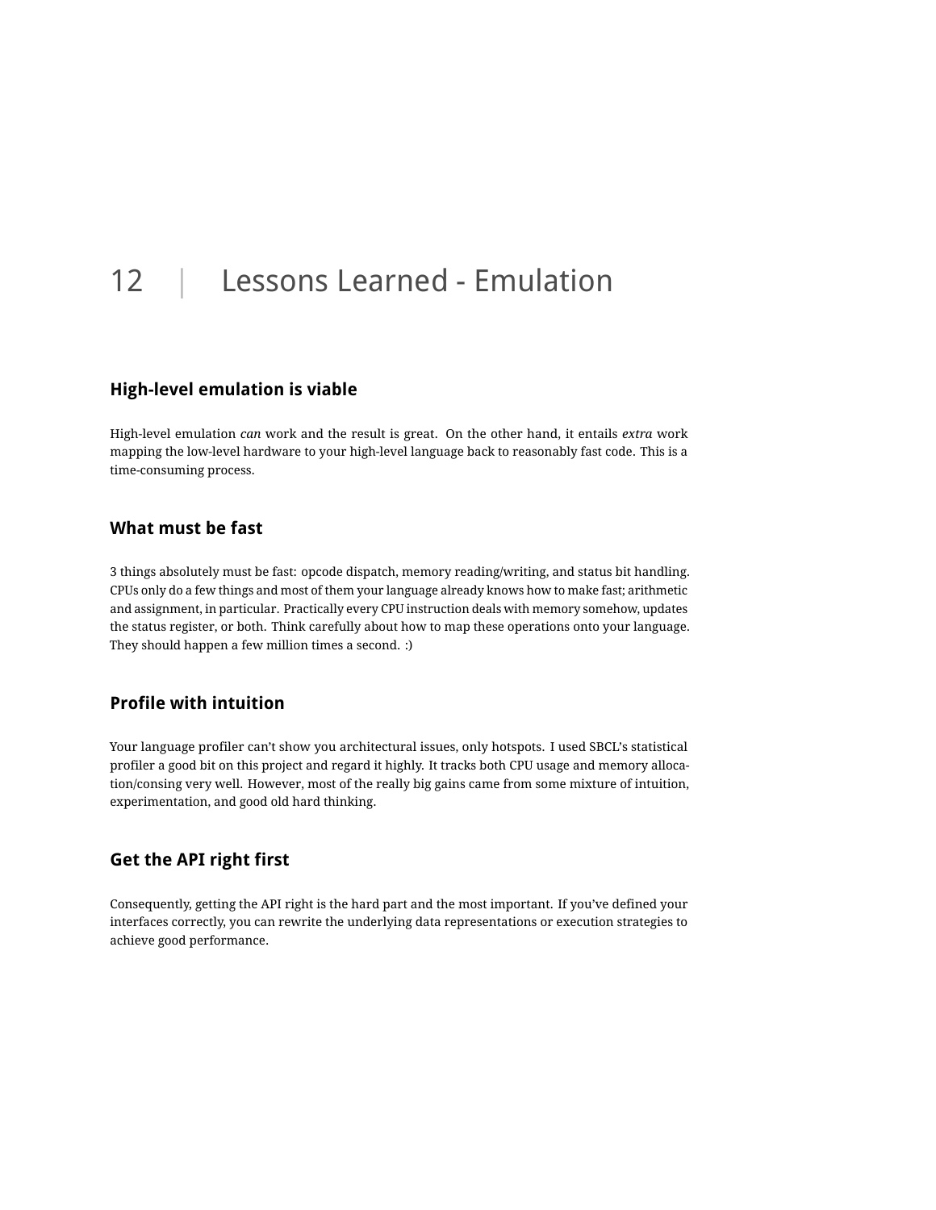# 12 | Lessons Learned - Emulation

## High-level emulation is viable

High-level emulation *can* work and the result is great. On the other hand, it entails *extra* work mapping the low-level hardware to your high-level language back to reasonably fast code. This is a time-consuming process.

## What must be fast

3 things absolutely must be fast: opcode dispatch, memory reading/writing, and status bit handling. CPUs only do a few things and most of them your language already knows how to make fast; arithmetic and assignment, in particular. Practically every CPU instruction deals with memory somehow, updates the status register, or both. Think carefully about how to map these operations onto your language. They should happen a few million times a second. :)

## Profile with intuition

Your language profiler can't show you architectural issues, only hotspots. I used SBCL's statistical profiler a good bit on this project and regard it highly. It tracks both CPU usage and memory allocation/consing very well. However, most of the really big gains came from some mixture of intuition, experimentation, and good old hard thinking.

## Get the API right first

Consequently, getting the API right is the hard part and the most important. If you've defined your interfaces correctly, you can rewrite the underlying data representations or execution strategies to achieve good performance.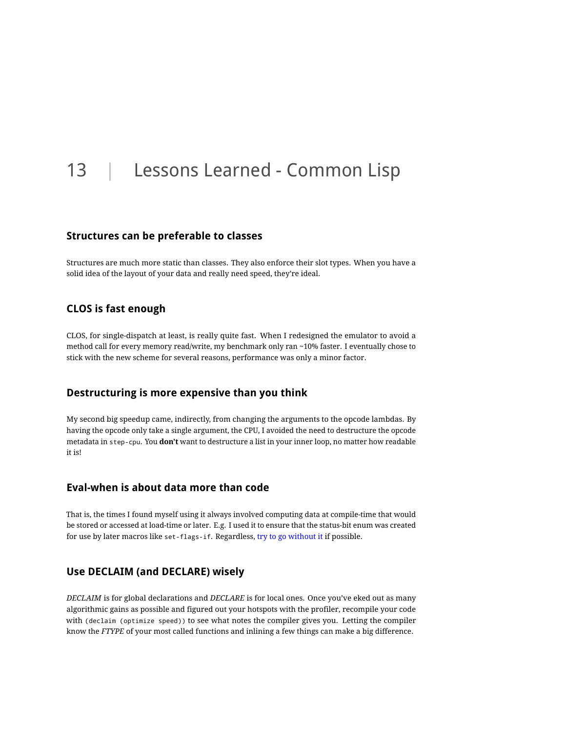# 13 | Lessons Learned - Common Lisp

### Structures can be preferable to classes

Structures are much more static than classes. They also enforce their slot types. When you have a solid idea of the layout of your data and really need speed, they're ideal.

### CLOS is fast enough

CLOS, for single-dispatch at least, is really quite fast. When I redesigned the emulator to avoid a method call for every memory read/write, my benchmark only ran ~10% faster. I eventually chose to stick with the new scheme for several reasons, performance was only a minor factor.

### Destructuring is more expensive than you think

My second big speedup came, indirectly, from changing the arguments to the opcode lambdas. By having the opcode only take a single argument, the CPU, I avoided the need to destructure the opcode metadata in `step-cpu`. You **don't** want to destructure a list in your inner loop, no matter how readable it is!

### Eval-when is about data more than code

That is, the times I found myself using it always involved computing data at compile-time that would be stored or accessed at load-time or later. E.g. I used it to ensure that the status-bit enum was created for use by later macros like `set-flags-if`. Regardless, try to go without it if possible.

### Use DECLAIM (and DECLARE) wisely

*DECLAIM* is for global declarations and *DECLARE* is for local ones. Once you've eked out as many algorithmic gains as possible and figured out your hotspots with the profiler, recompile your code with `(declaim (optimize speed))` to see what notes the compiler gives you. Letting the compiler know the *FTYPE* of your most called functions and inlining a few things can make a big difference.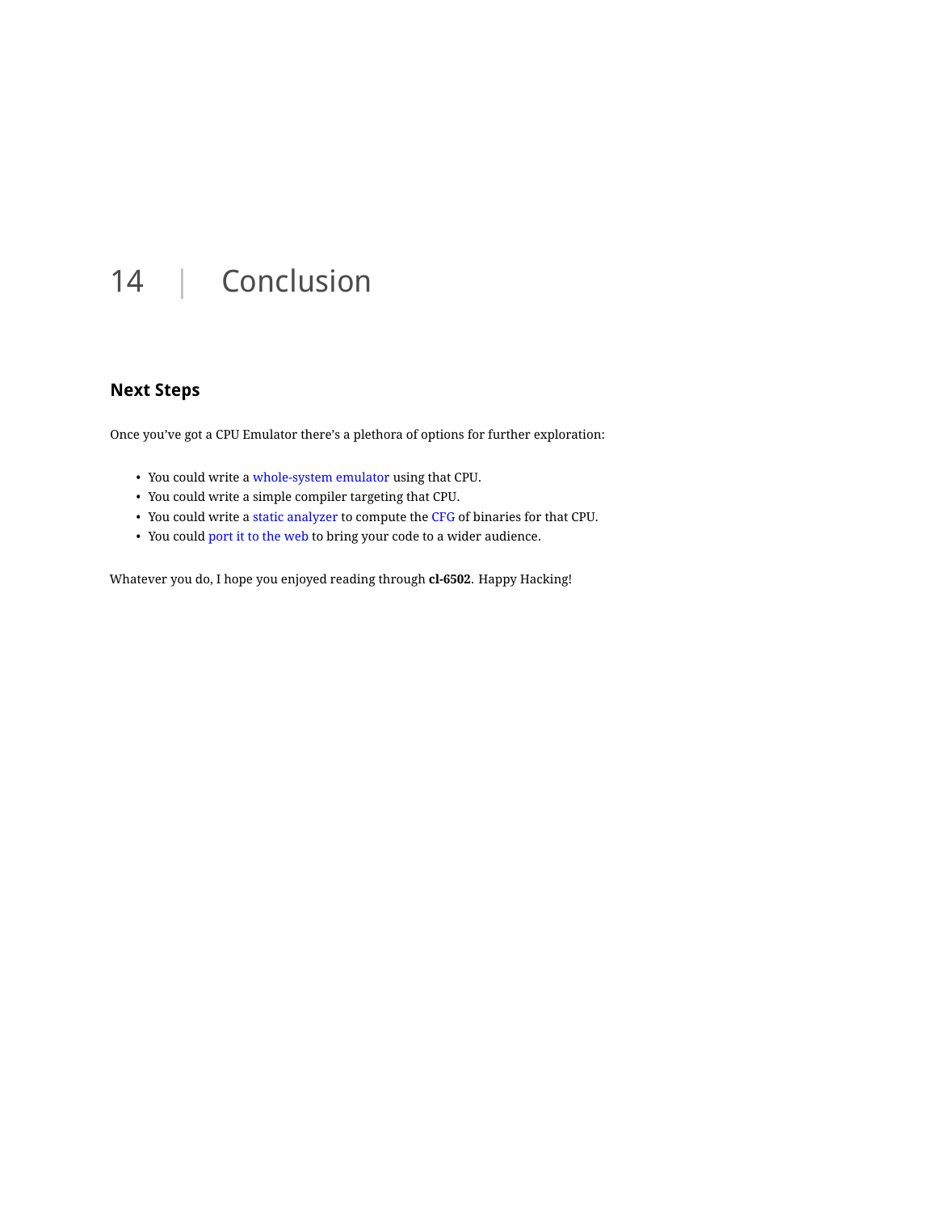# 14 | Conclusion

### Next Steps

Once you've got a CPU Emulator there's a plethora of options for further exploration:

- You could write a whole-system emulator using that CPU.
- You could write a simple compiler targeting that CPU.
- You could write a static analyzer to compute the CFG of binaries for that CPU.
- You could port it to the web to bring your code to a wider audience.

Whatever you do, I hope you enjoyed reading through **cl-6502**. Happy Hacking!